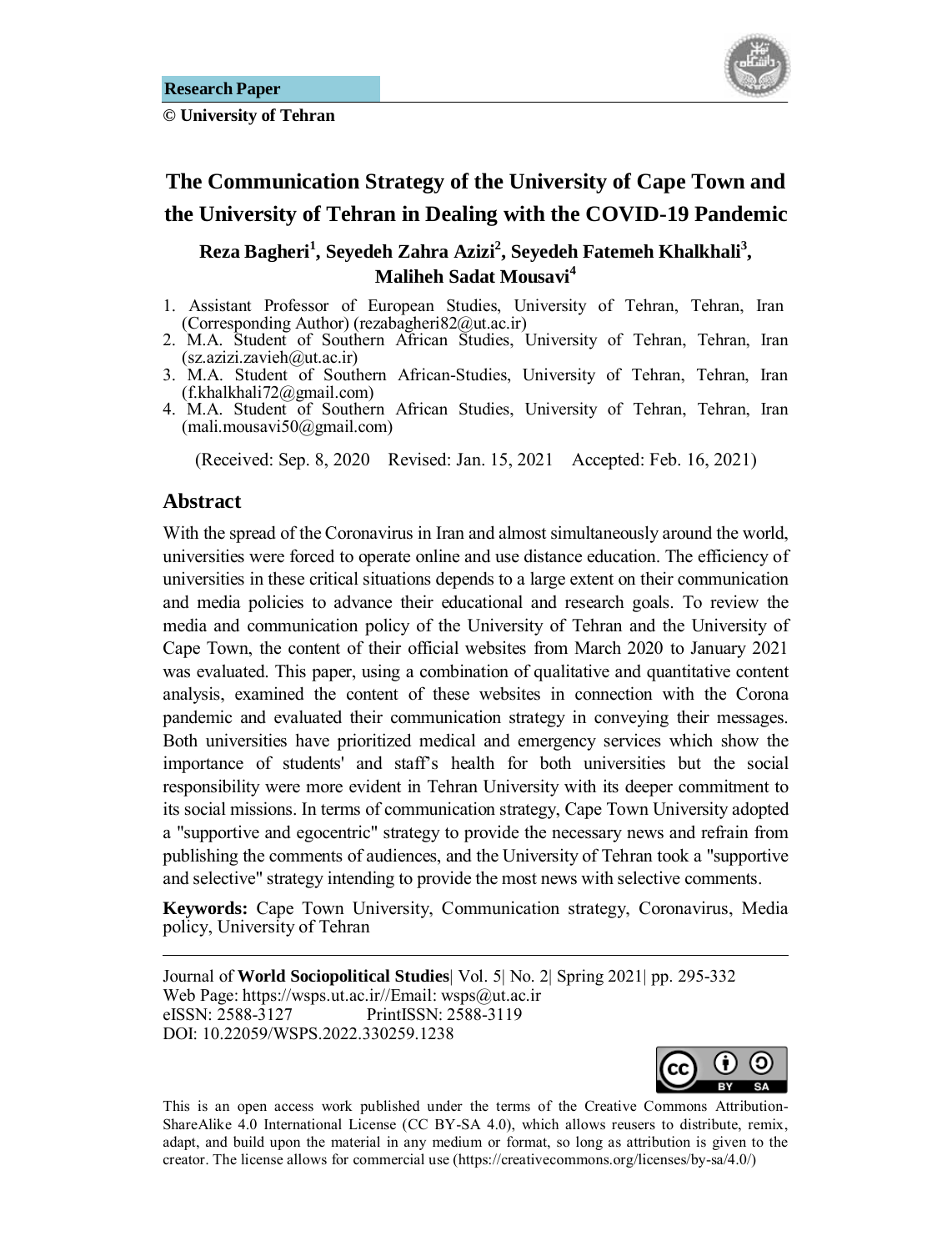**Research Paper**

**© University of Tehran**

# The Communication Strategy of the University of Cape Town and the University of Tehran in Dealing with the COVID-19 Pandemic

**Reza Bagheri[1], Seyedeh Zahra Azizi[2], Seyedeh Fatemeh Khalkhali[3], Maliheh Sadat Mousavi[4]**

1. Assistant Professor of European Studies, University of Tehran, Tehran, Iran (Corresponding Author) (rezabagheri82@ut.ac.ir)
2. M.A. Student of Southern African Studies, University of Tehran, Tehran, Iran (sz.azizi.zavieh@ut.ac.ir)
3. M.A. Student of Southern African-Studies, University of Tehran, Tehran, Iran (f.khalkhali72@gmail.com)
4. M.A. Student of Southern African Studies, University of Tehran, Tehran, Iran (mali.mousavi50@gmail.com)

(Received: Sep. 8, 2020 Revised: Jan. 15, 2021 Accepted: Feb. 16, 2021)

## Abstract

With the spread of the Coronavirus in Iran and almost simultaneously around the world, universities were forced to operate online and use distance education. The efficiency of universities in these critical situations depends to a large extent on their communication and media policies to advance their educational and research goals. To review the media and communication policy of the University of Tehran and the University of Cape Town, the content of their official websites from March 2020 to January 2021 was evaluated. This paper, using a combination of qualitative and quantitative content analysis, examined the content of these websites in connection with the Corona pandemic and evaluated their communication strategy in conveying their messages. Both universities have prioritized medical and emergency services which show the importance of students' and staff's health for both universities but the social responsibility were more evident in Tehran University with its deeper commitment to its social missions. In terms of communication strategy, Cape Town University adopted a "supportive and egocentric" strategy to provide the necessary news and refrain from publishing the comments of audiences, and the University of Tehran took a "supportive and selective" strategy intending to provide the most news with selective comments.

**Keywords:** Cape Town University, Communication strategy, Coronavirus, Media policy, University of Tehran

---

Journal of **World Sociopolitical Studies**| Vol. 5| No. 2| Spring 2021| pp. 295-332
Web Page: https://wsps.ut.ac.ir//Email: wsps@ut.ac.ir
eISSN: 2588-3127 PrintISSN: 2588-3119
DOI: 10.22059/WSPS.2022.330259.1238

This is an open access work published under the terms of the Creative Commons Attribution-ShareAlike 4.0 International License (CC BY-SA 4.0), which allows reusers to distribute, remix, adapt, and build upon the material in any medium or format, so long as attribution is given to the creator. The license allows for commercial use (https://creativecommons.org/licenses/by-sa/4.0/)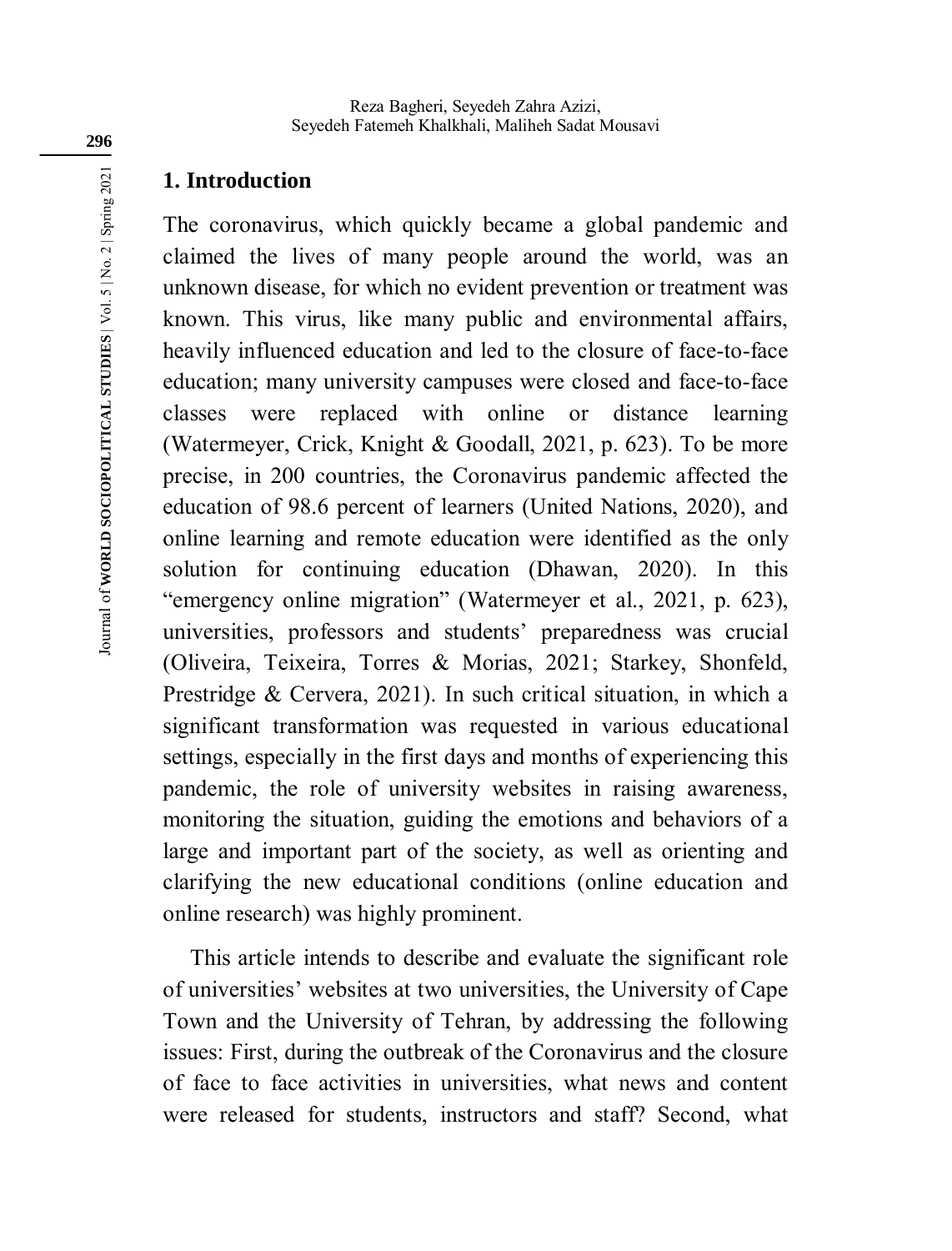## 1. Introduction

The coronavirus, which quickly became a global pandemic and claimed the lives of many people around the world, was an unknown disease, for which no evident prevention or treatment was known. This virus, like many public and environmental affairs, heavily influenced education and led to the closure of face-to-face education; many university campuses were closed and face-to-face classes were replaced with online or distance learning (Watermeyer, Crick, Knight & Goodall, 2021, p. 623). To be more precise, in 200 countries, the Coronavirus pandemic affected the education of 98.6 percent of learners (United Nations, 2020), and online learning and remote education were identified as the only solution for continuing education (Dhawan, 2020). In this "emergency online migration" (Watermeyer et al., 2021, p. 623), universities, professors and students' preparedness was crucial (Oliveira, Teixeira, Torres & Morias, 2021; Starkey, Shonfeld, Prestridge & Cervera, 2021). In such critical situation, in which a significant transformation was requested in various educational settings, especially in the first days and months of experiencing this pandemic, the role of university websites in raising awareness, monitoring the situation, guiding the emotions and behaviors of a large and important part of the society, as well as orienting and clarifying the new educational conditions (online education and online research) was highly prominent.

This article intends to describe and evaluate the significant role of universities' websites at two universities, the University of Cape Town and the University of Tehran, by addressing the following issues: First, during the outbreak of the Coronavirus and the closure of face to face activities in universities, what news and content were released for students, instructors and staff? Second, what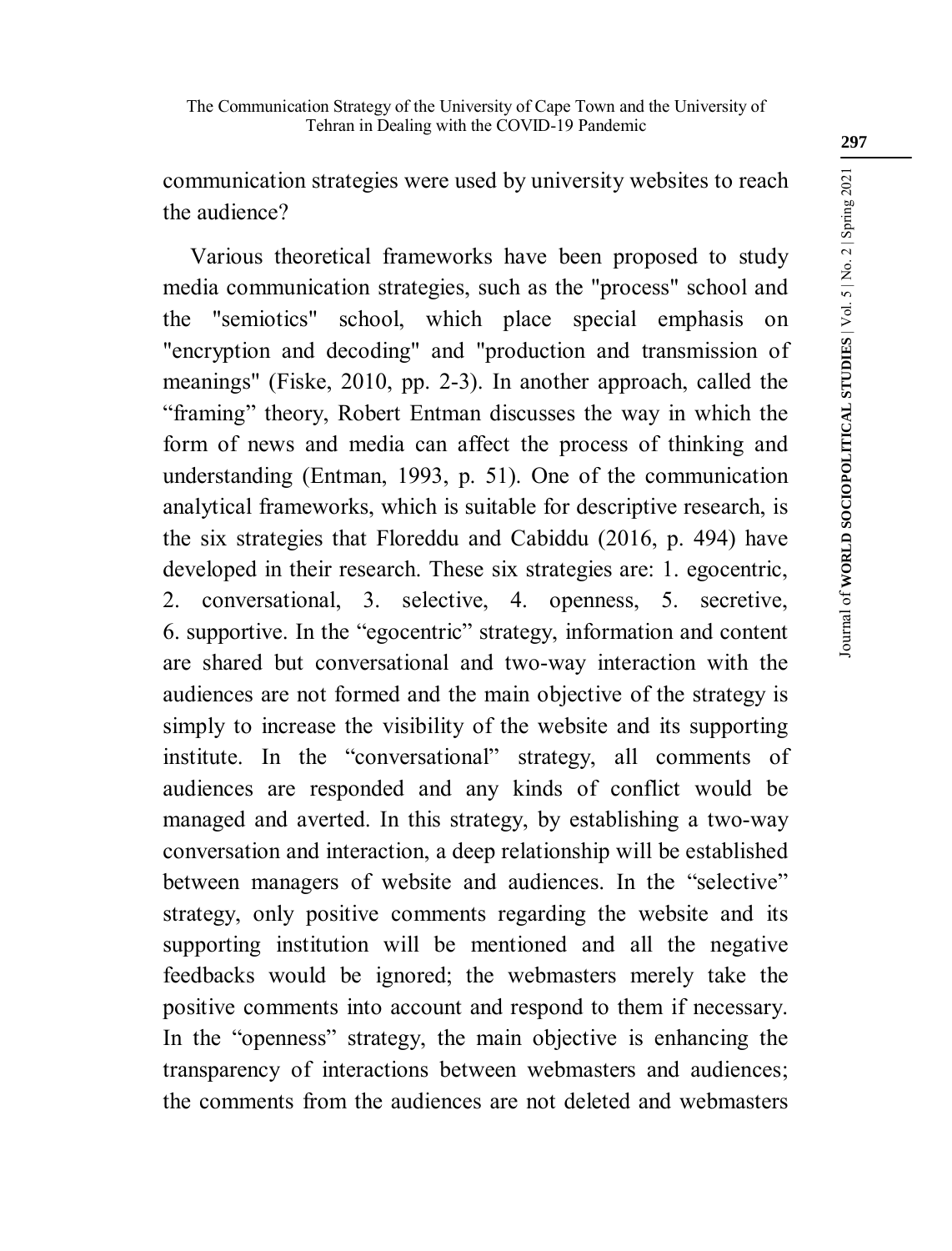communication strategies were used by university websites to reach the audience?

Various theoretical frameworks have been proposed to study media communication strategies, such as the "process" school and the "semiotics" school, which place special emphasis on "encryption and decoding" and "production and transmission of meanings" (Fiske, 2010, pp. 2-3). In another approach, called the "framing" theory, Robert Entman discusses the way in which the form of news and media can affect the process of thinking and understanding (Entman, 1993, p. 51). One of the communication analytical frameworks, which is suitable for descriptive research, is the six strategies that Floreddu and Cabiddu (2016, p. 494) have developed in their research. These six strategies are: 1. egocentric, 2. conversational, 3. selective, 4. openness, 5. secretive, 6. supportive. In the "egocentric" strategy, information and content are shared but conversational and two-way interaction with the audiences are not formed and the main objective of the strategy is simply to increase the visibility of the website and its supporting institute. In the "conversational" strategy, all comments of audiences are responded and any kinds of conflict would be managed and averted. In this strategy, by establishing a two-way conversation and interaction, a deep relationship will be established between managers of website and audiences. In the "selective" strategy, only positive comments regarding the website and its supporting institution will be mentioned and all the negative feedbacks would be ignored; the webmasters merely take the positive comments into account and respond to them if necessary. In the "openness" strategy, the main objective is enhancing the transparency of interactions between webmasters and audiences; the comments from the audiences are not deleted and webmasters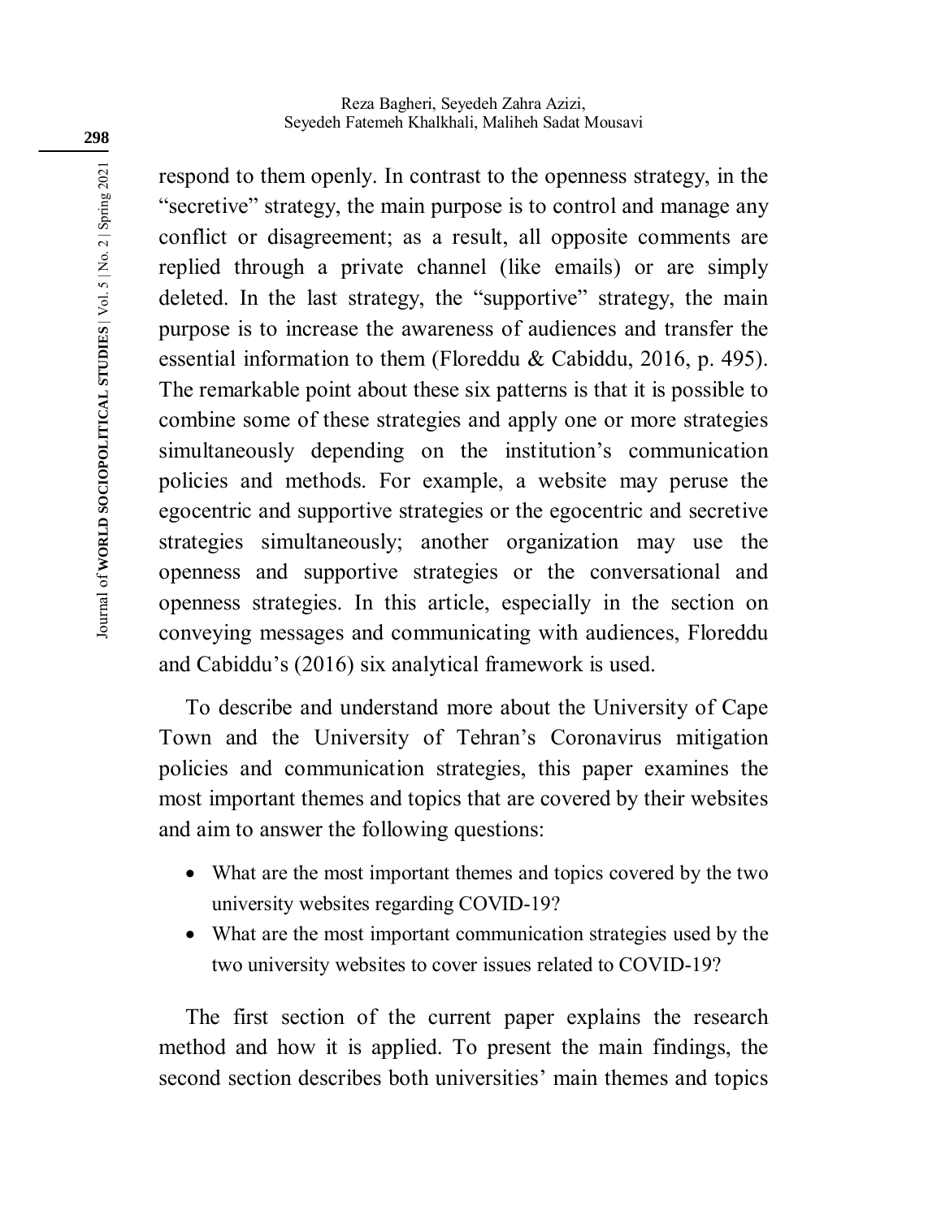respond to them openly. In contrast to the openness strategy, in the "secretive" strategy, the main purpose is to control and manage any conflict or disagreement; as a result, all opposite comments are replied through a private channel (like emails) or are simply deleted. In the last strategy, the "supportive" strategy, the main purpose is to increase the awareness of audiences and transfer the essential information to them (Floreddu & Cabiddu, 2016, p. 495). The remarkable point about these six patterns is that it is possible to combine some of these strategies and apply one or more strategies simultaneously depending on the institution's communication policies and methods. For example, a website may peruse the egocentric and supportive strategies or the egocentric and secretive strategies simultaneously; another organization may use the openness and supportive strategies or the conversational and openness strategies. In this article, especially in the section on conveying messages and communicating with audiences, Floreddu and Cabiddu's (2016) six analytical framework is used.

To describe and understand more about the University of Cape Town and the University of Tehran's Coronavirus mitigation policies and communication strategies, this paper examines the most important themes and topics that are covered by their websites and aim to answer the following questions:

- What are the most important themes and topics covered by the two university websites regarding COVID-19?
- What are the most important communication strategies used by the two university websites to cover issues related to COVID-19?

The first section of the current paper explains the research method and how it is applied. To present the main findings, the second section describes both universities' main themes and topics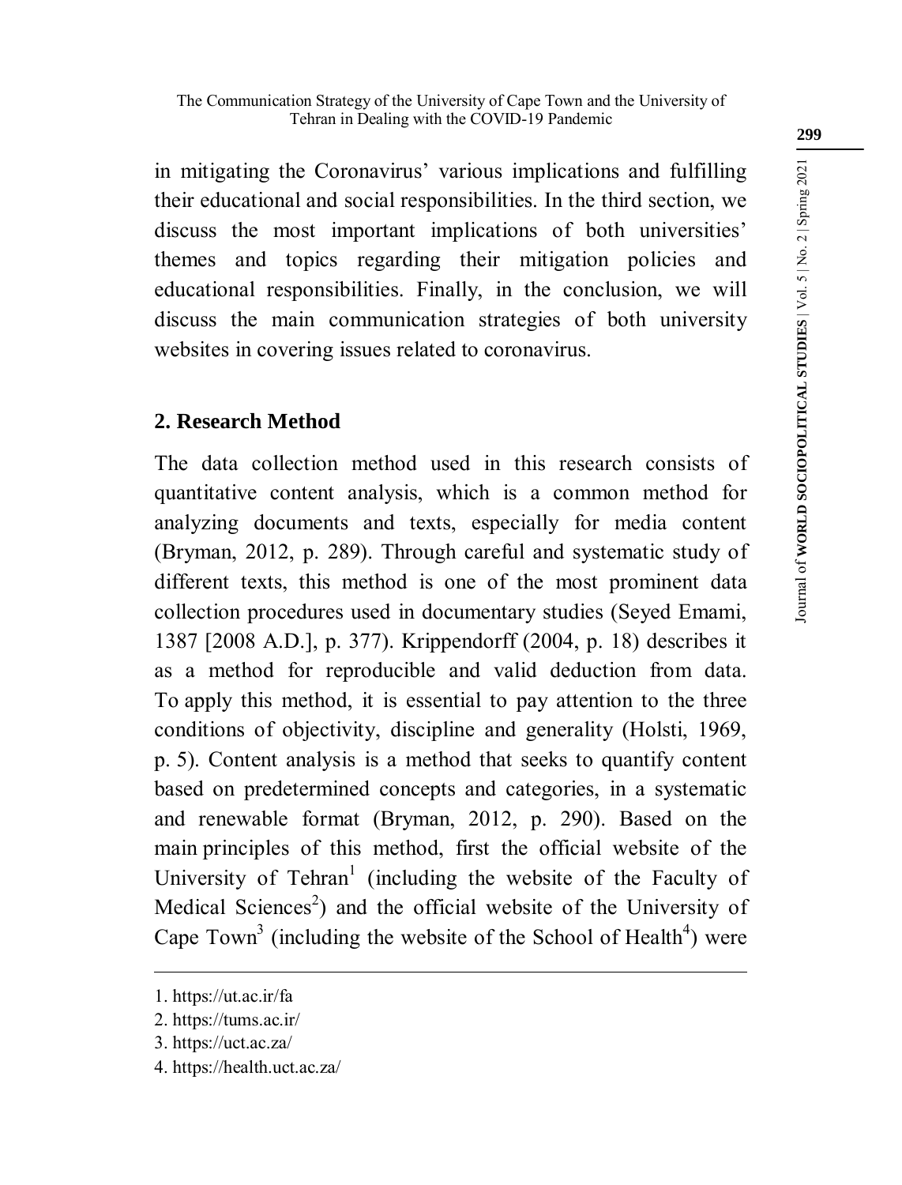in mitigating the Coronavirus' various implications and fulfilling their educational and social responsibilities. In the third section, we discuss the most important implications of both universities' themes and topics regarding their mitigation policies and educational responsibilities. Finally, in the conclusion, we will discuss the main communication strategies of both university websites in covering issues related to coronavirus.

## 2. Research Method

The data collection method used in this research consists of quantitative content analysis, which is a common method for analyzing documents and texts, especially for media content (Bryman, 2012, p. 289). Through careful and systematic study of different texts, this method is one of the most prominent data collection procedures used in documentary studies (Seyed Emami, 1387 [2008 A.D.], p. 377). Krippendorff (2004, p. 18) describes it as a method for reproducible and valid deduction from data. To apply this method, it is essential to pay attention to the three conditions of objectivity, discipline and generality (Holsti, 1969, p. 5). Content analysis is a method that seeks to quantify content based on predetermined concepts and categories, in a systematic and renewable format (Bryman, 2012, p. 290). Based on the main principles of this method, first the official website of the University of Tehran[1] (including the website of the Faculty of Medical Sciences[2]) and the official website of the University of Cape Town[3] (including the website of the School of Health[4]) were

---

1. https://ut.ac.ir/fa
2. https://tums.ac.ir/
3. https://uct.ac.za/
4. https://health.uct.ac.za/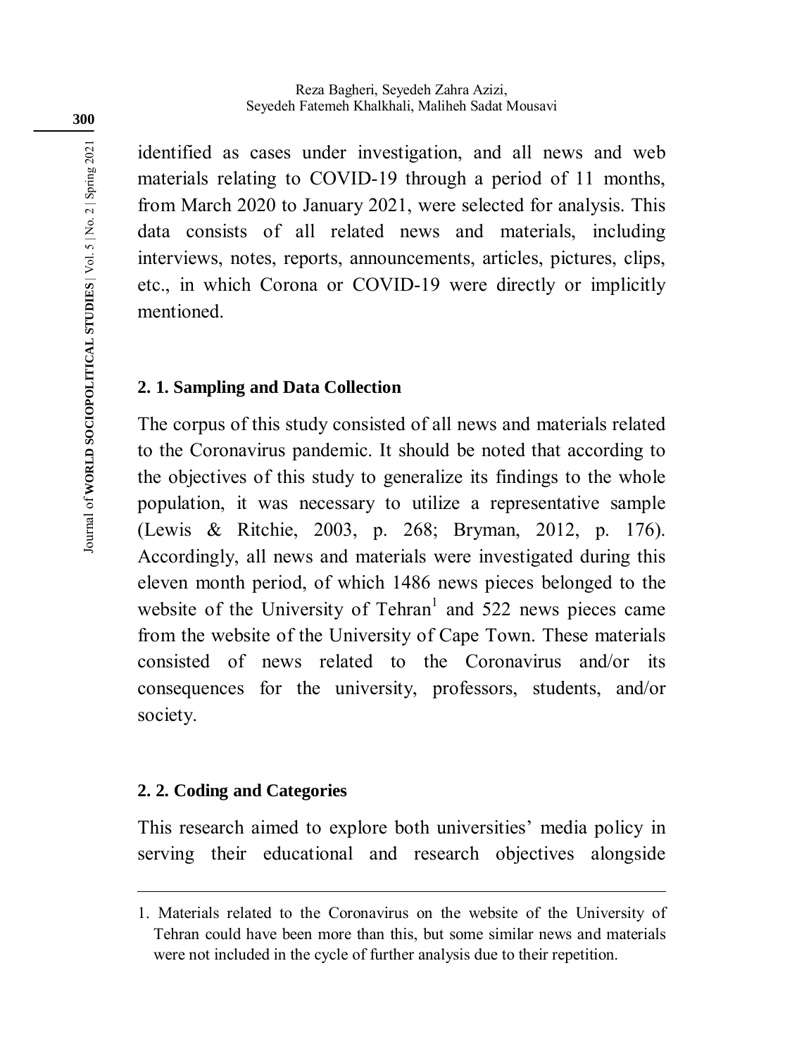identified as cases under investigation, and all news and web materials relating to COVID-19 through a period of 11 months, from March 2020 to January 2021, were selected for analysis. This data consists of all related news and materials, including interviews, notes, reports, announcements, articles, pictures, clips, etc., in which Corona or COVID-19 were directly or implicitly mentioned.

### 2. 1. Sampling and Data Collection

The corpus of this study consisted of all news and materials related to the Coronavirus pandemic. It should be noted that according to the objectives of this study to generalize its findings to the whole population, it was necessary to utilize a representative sample (Lewis & Ritchie, 2003, p. 268; Bryman, 2012, p. 176). Accordingly, all news and materials were investigated during this eleven month period, of which 1486 news pieces belonged to the website of the University of Tehran[1] and 522 news pieces came from the website of the University of Cape Town. These materials consisted of news related to the Coronavirus and/or its consequences for the university, professors, students, and/or society.

### 2. 2. Coding and Categories

This research aimed to explore both universities' media policy in serving their educational and research objectives alongside

---

1. Materials related to the Coronavirus on the website of the University of Tehran could have been more than this, but some similar news and materials were not included in the cycle of further analysis due to their repetition.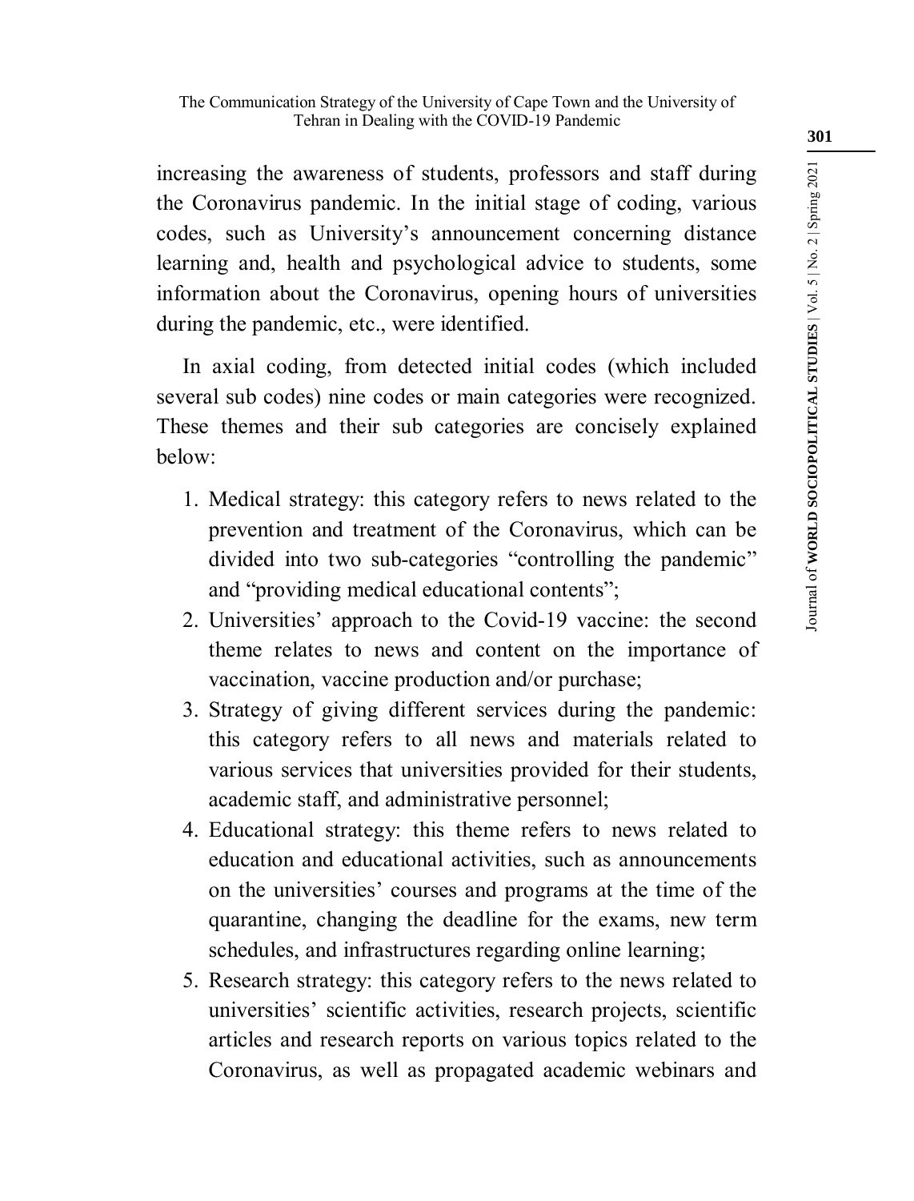increasing the awareness of students, professors and staff during the Coronavirus pandemic. In the initial stage of coding, various codes, such as University's announcement concerning distance learning and, health and psychological advice to students, some information about the Coronavirus, opening hours of universities during the pandemic, etc., were identified.

In axial coding, from detected initial codes (which included several sub codes) nine codes or main categories were recognized. These themes and their sub categories are concisely explained below:

1. Medical strategy: this category refers to news related to the prevention and treatment of the Coronavirus, which can be divided into two sub-categories "controlling the pandemic" and "providing medical educational contents";
2. Universities' approach to the Covid-19 vaccine: the second theme relates to news and content on the importance of vaccination, vaccine production and/or purchase;
3. Strategy of giving different services during the pandemic: this category refers to all news and materials related to various services that universities provided for their students, academic staff, and administrative personnel;
4. Educational strategy: this theme refers to news related to education and educational activities, such as announcements on the universities' courses and programs at the time of the quarantine, changing the deadline for the exams, new term schedules, and infrastructures regarding online learning;
5. Research strategy: this category refers to the news related to universities' scientific activities, research projects, scientific articles and research reports on various topics related to the Coronavirus, as well as propagated academic webinars and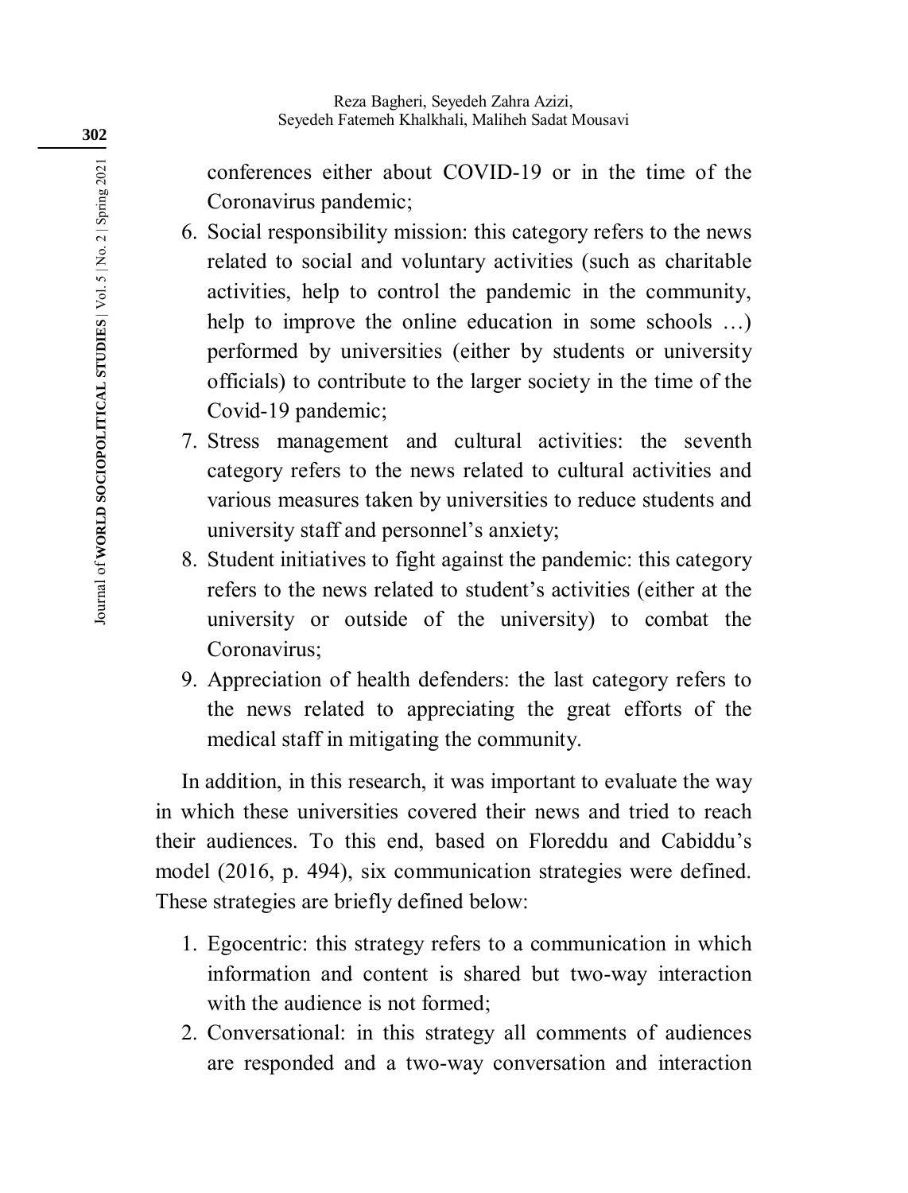conferences either about COVID-19 or in the time of the Coronavirus pandemic;

6. Social responsibility mission: this category refers to the news related to social and voluntary activities (such as charitable activities, help to control the pandemic in the community, help to improve the online education in some schools …) performed by universities (either by students or university officials) to contribute to the larger society in the time of the Covid-19 pandemic;
7. Stress management and cultural activities: the seventh category refers to the news related to cultural activities and various measures taken by universities to reduce students and university staff and personnel's anxiety;
8. Student initiatives to fight against the pandemic: this category refers to the news related to student's activities (either at the university or outside of the university) to combat the Coronavirus;
9. Appreciation of health defenders: the last category refers to the news related to appreciating the great efforts of the medical staff in mitigating the community.

In addition, in this research, it was important to evaluate the way in which these universities covered their news and tried to reach their audiences. To this end, based on Floreddu and Cabiddu's model (2016, p. 494), six communication strategies were defined. These strategies are briefly defined below:

1. Egocentric: this strategy refers to a communication in which information and content is shared but two-way interaction with the audience is not formed;
2. Conversational: in this strategy all comments of audiences are responded and a two-way conversation and interaction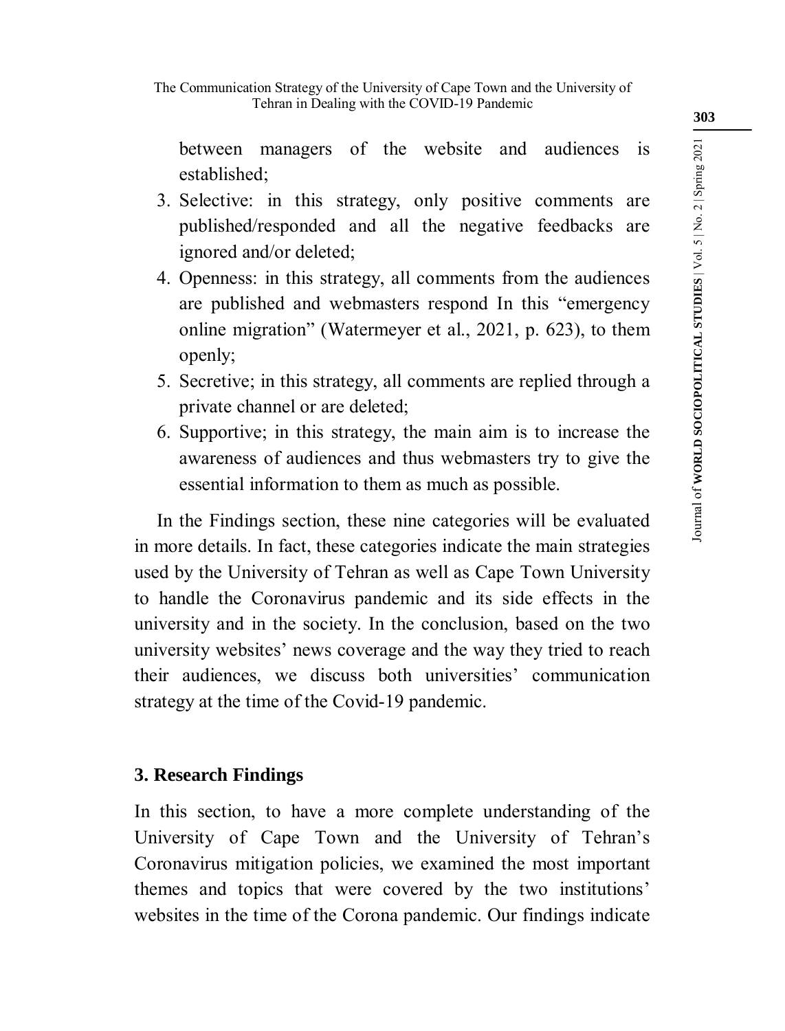between managers of the website and audiences is established;

3. Selective: in this strategy, only positive comments are published/responded and all the negative feedbacks are ignored and/or deleted;
4. Openness: in this strategy, all comments from the audiences are published and webmasters respond In this “emergency online migration” (Watermeyer et al., 2021, p. 623), to them openly;
5. Secretive; in this strategy, all comments are replied through a private channel or are deleted;
6. Supportive; in this strategy, the main aim is to increase the awareness of audiences and thus webmasters try to give the essential information to them as much as possible.

In the Findings section, these nine categories will be evaluated in more details. In fact, these categories indicate the main strategies used by the University of Tehran as well as Cape Town University to handle the Coronavirus pandemic and its side effects in the university and in the society. In the conclusion, based on the two university websites’ news coverage and the way they tried to reach their audiences, we discuss both universities’ communication strategy at the time of the Covid-19 pandemic.

## 3. Research Findings

In this section, to have a more complete understanding of the University of Cape Town and the University of Tehran’s Coronavirus mitigation policies, we examined the most important themes and topics that were covered by the two institutions’ websites in the time of the Corona pandemic. Our findings indicate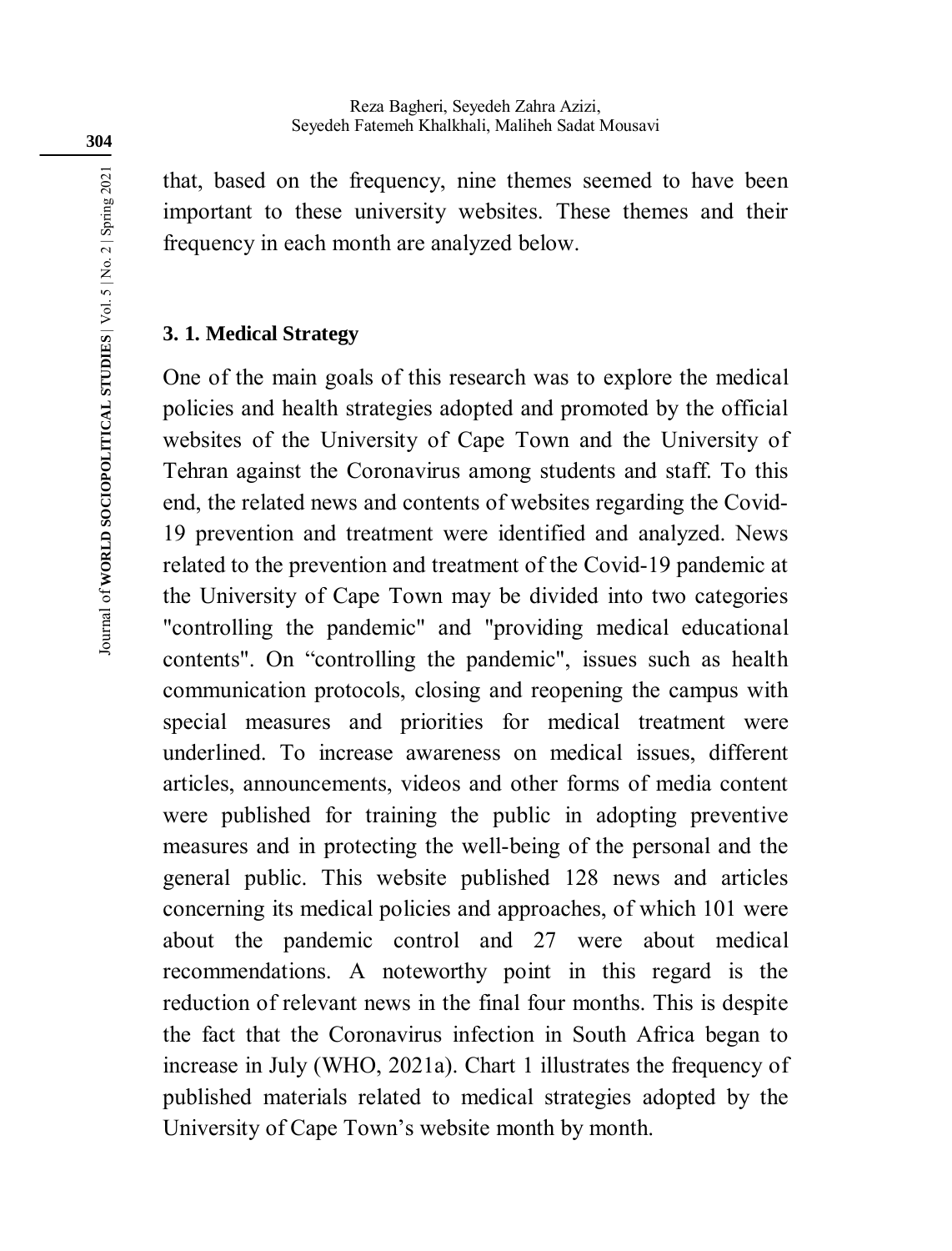that, based on the frequency, nine themes seemed to have been important to these university websites. These themes and their frequency in each month are analyzed below.

### 3. 1. Medical Strategy

One of the main goals of this research was to explore the medical policies and health strategies adopted and promoted by the official websites of the University of Cape Town and the University of Tehran against the Coronavirus among students and staff. To this end, the related news and contents of websites regarding the Covid-19 prevention and treatment were identified and analyzed. News related to the prevention and treatment of the Covid-19 pandemic at the University of Cape Town may be divided into two categories "controlling the pandemic" and "providing medical educational contents". On “controlling the pandemic", issues such as health communication protocols, closing and reopening the campus with special measures and priorities for medical treatment were underlined. To increase awareness on medical issues, different articles, announcements, videos and other forms of media content were published for training the public in adopting preventive measures and in protecting the well-being of the personal and the general public. This website published 128 news and articles concerning its medical policies and approaches, of which 101 were about the pandemic control and 27 were about medical recommendations. A noteworthy point in this regard is the reduction of relevant news in the final four months. This is despite the fact that the Coronavirus infection in South Africa began to increase in July (WHO, 2021a). Chart 1 illustrates the frequency of published materials related to medical strategies adopted by the University of Cape Town’s website month by month.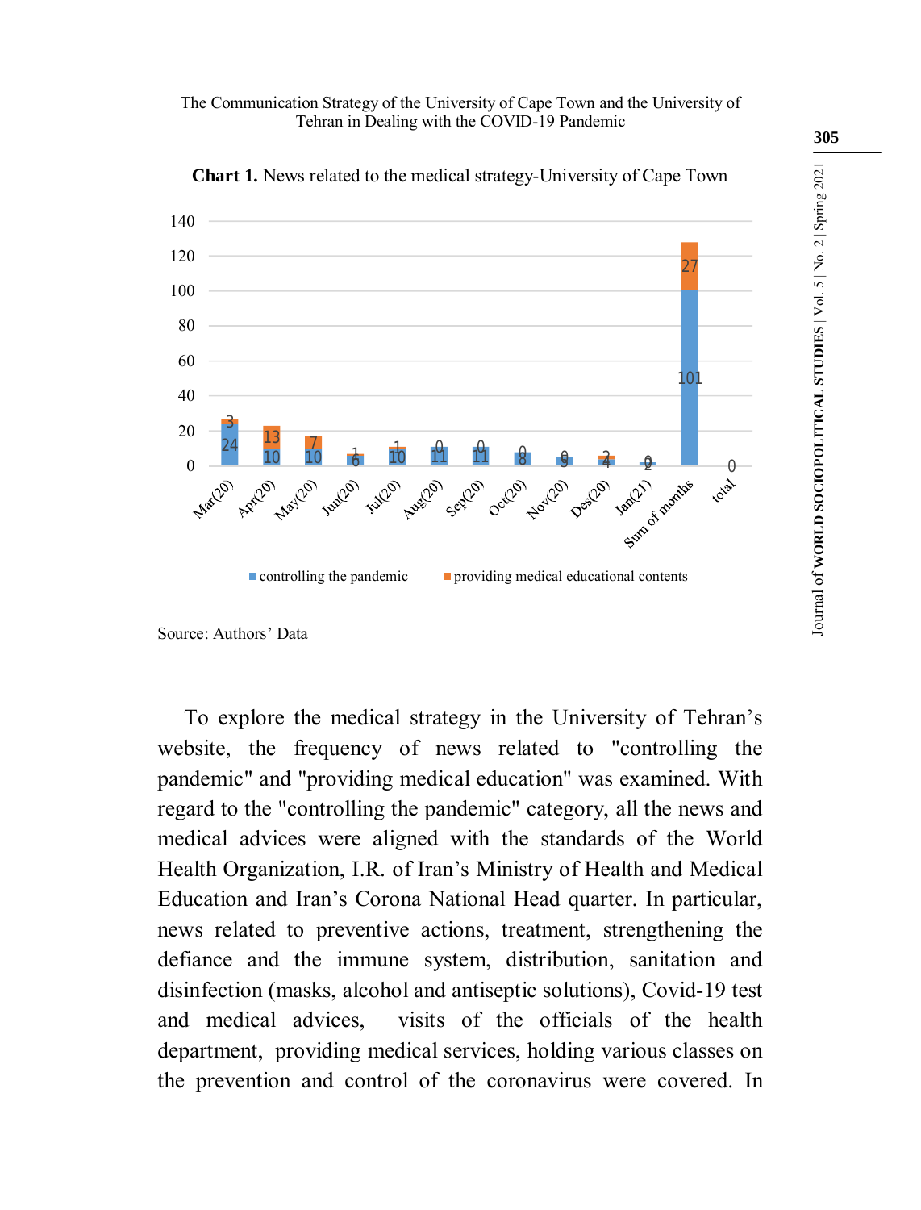**Chart 1.** News related to the medical strategy-University of Cape Town

| Month | controlling the pandemic | providing medical educational contents |
|---|---|---|
| Mar(20) | 24 | 3 |
| Apr(20) | 10 | 13 |
| May(20) | 10 | 7 |
| Jun(20) | 6 | 1 |
| Jul(20) | 10 | 1 |
| Aug(20) | 11 | 0 |
| Sep(20) | 11 | 0 |
| Oct(20) | 8 | 0 |
| Nov(20) | 5 | 0 |
| Des(20) | 4 | 2 |
| Jan(21) | 2 | 0 |
| Sum of months | 101 | 27 |
| total | | 0 |

Source: Authors' Data

To explore the medical strategy in the University of Tehran's website, the frequency of news related to "controlling the pandemic" and "providing medical education" was examined. With regard to the "controlling the pandemic" category, all the news and medical advices were aligned with the standards of the World Health Organization, I.R. of Iran's Ministry of Health and Medical Education and Iran's Corona National Head quarter. In particular, news related to preventive actions, treatment, strengthening the defiance and the immune system, distribution, sanitation and disinfection (masks, alcohol and antiseptic solutions), Covid-19 test and medical advices, visits of the officials of the health department, providing medical services, holding various classes on the prevention and control of the coronavirus were covered. In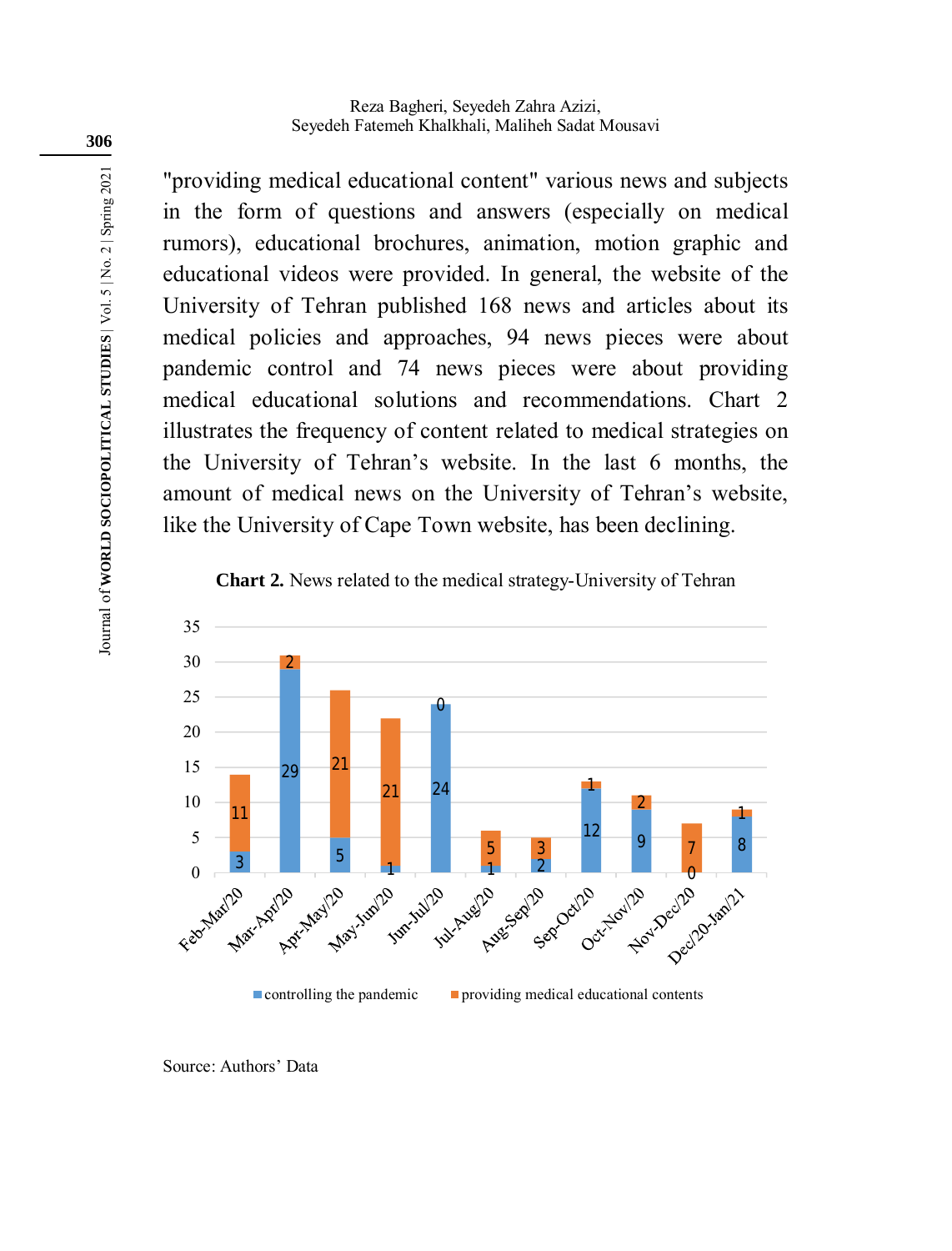"providing medical educational content" various news and subjects in the form of questions and answers (especially on medical rumors), educational brochures, animation, motion graphic and educational videos were provided. In general, the website of the University of Tehran published 168 news and articles about its medical policies and approaches, 94 news pieces were about pandemic control and 74 news pieces were about providing medical educational solutions and recommendations. Chart 2 illustrates the frequency of content related to medical strategies on the University of Tehran's website. In the last 6 months, the amount of medical news on the University of Tehran's website, like the University of Cape Town website, has been declining.

**Chart 2.** News related to the medical strategy-University of Tehran

| Period | controlling the pandemic | providing medical educational contents |
|---|---|---|
| Feb-Mar/20 | 3 | 11 |
| Mar-Apr/20 | 29 | 2 |
| Apr-May/20 | 5 | 21 |
| May-Jun/20 | 1 | 21 |
| Jun-Jul/20 | 24 | 0 |
| Jul-Aug/20 | 1 | 5 |
| Aug-Sep/20 | 2 | 3 |
| Sep-Oct/20 | 12 | 1 |
| Oct-Nov/20 | 9 | 2 |
| Nov-Dec/20 | 0 | 7 |
| Dec/20-Jan/21 | 8 | 1 |

Source: Authors' Data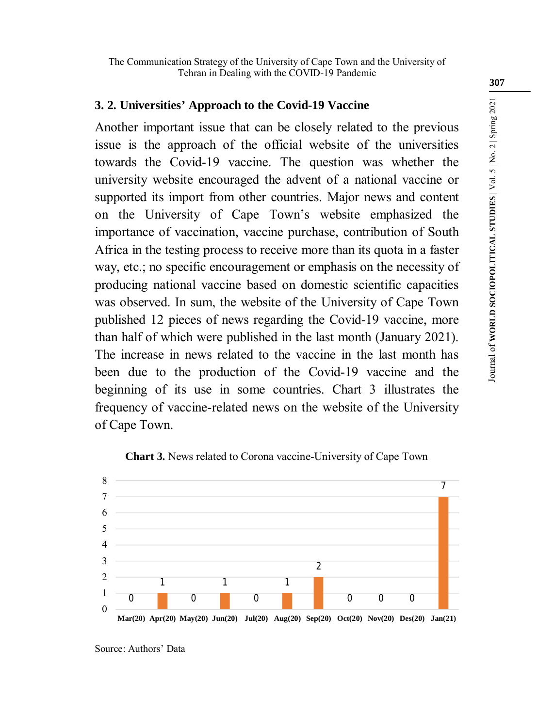### 3. 2. Universities' Approach to the Covid-19 Vaccine

Another important issue that can be closely related to the previous issue is the approach of the official website of the universities towards the Covid-19 vaccine. The question was whether the university website encouraged the advent of a national vaccine or supported its import from other countries. Major news and content on the University of Cape Town's website emphasized the importance of vaccination, vaccine purchase, contribution of South Africa in the testing process to receive more than its quota in a faster way, etc.; no specific encouragement or emphasis on the necessity of producing national vaccine based on domestic scientific capacities was observed. In sum, the website of the University of Cape Town published 12 pieces of news regarding the Covid-19 vaccine, more than half of which were published in the last month (January 2021). The increase in news related to the vaccine in the last month has been due to the production of the Covid-19 vaccine and the beginning of its use in some countries. Chart 3 illustrates the frequency of vaccine-related news on the website of the University of Cape Town.

**Chart 3.** News related to Corona vaccine-University of Cape Town

| Mar(20) | Apr(20) | May(20) | Jun(20) | Jul(20) | Aug(20) | Sep(20) | Oct(20) | Nov(20) | Des(20) | Jan(21) |
|---|---|---|---|---|---|---|---|---|---|---|
| 0 | 1 | 0 | 1 | 0 | 1 | 2 | 0 | 0 | 0 | 7 |

Source: Authors' Data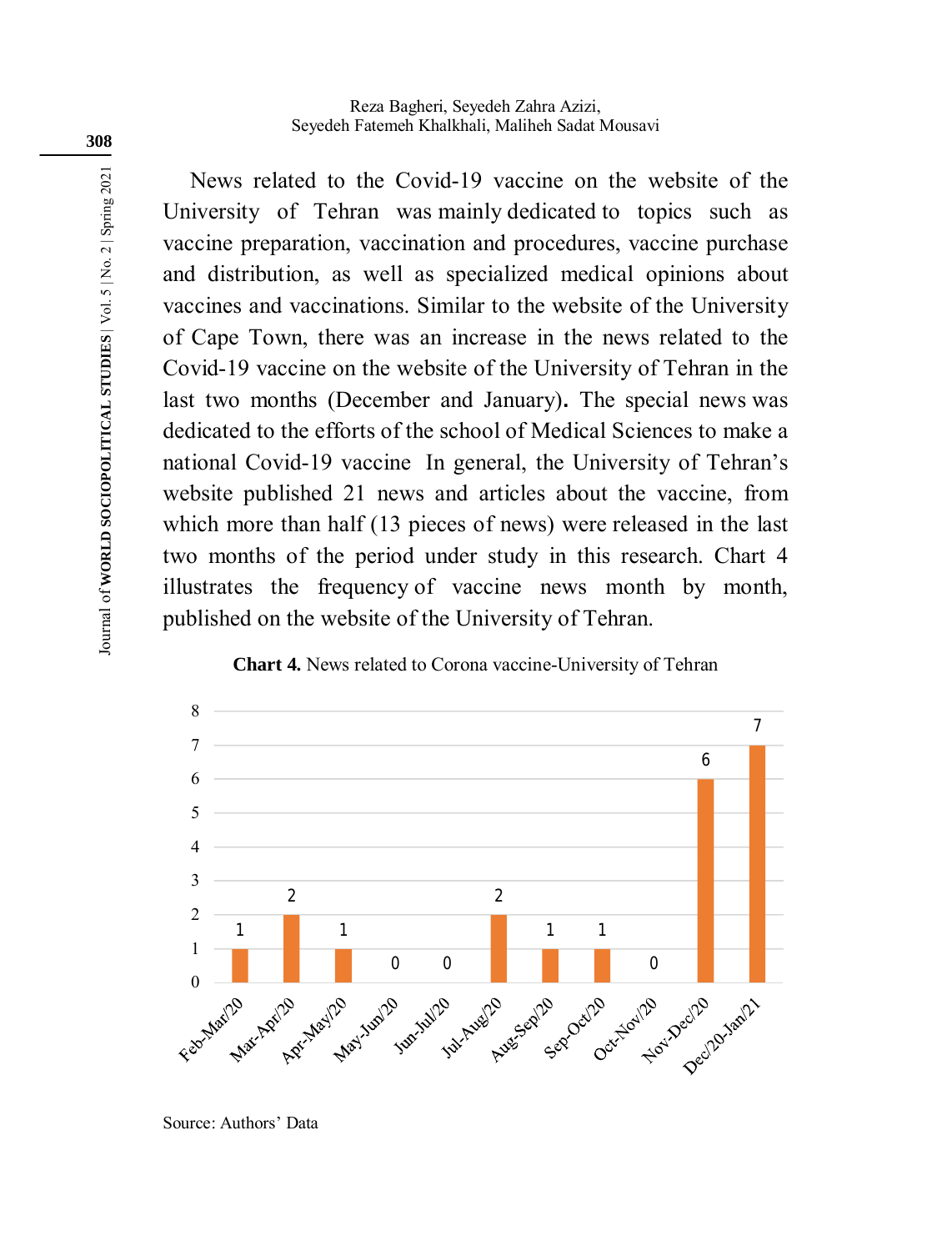News related to the Covid-19 vaccine on the website of the University of Tehran was mainly dedicated to topics such as vaccine preparation, vaccination and procedures, vaccine purchase and distribution, as well as specialized medical opinions about vaccines and vaccinations. Similar to the website of the University of Cape Town, there was an increase in the news related to the Covid-19 vaccine on the website of the University of Tehran in the last two months (December and January). The special news was dedicated to the efforts of the school of Medical Sciences to make a national Covid-19 vaccine In general, the University of Tehran's website published 21 news and articles about the vaccine, from which more than half (13 pieces of news) were released in the last two months of the period under study in this research. Chart 4 illustrates the frequency of vaccine news month by month, published on the website of the University of Tehran.

**Chart 4.** News related to Corona vaccine-University of Tehran

| Month | News |
|---|---|
| Feb-Mar/20 | 1 |
| Mar-Apr/20 | 2 |
| Apr-May/20 | 1 |
| May-Jun/20 | 0 |
| Jun-Jul/20 | 0 |
| Jul-Aug/20 | 2 |
| Aug-Sep/20 | 1 |
| Sep-Oct/20 | 1 |
| Oct-Nov/20 | 0 |
| Nov-Dec/20 | 6 |
| Dec/20-Jan/21 | 7 |

Source: Authors' Data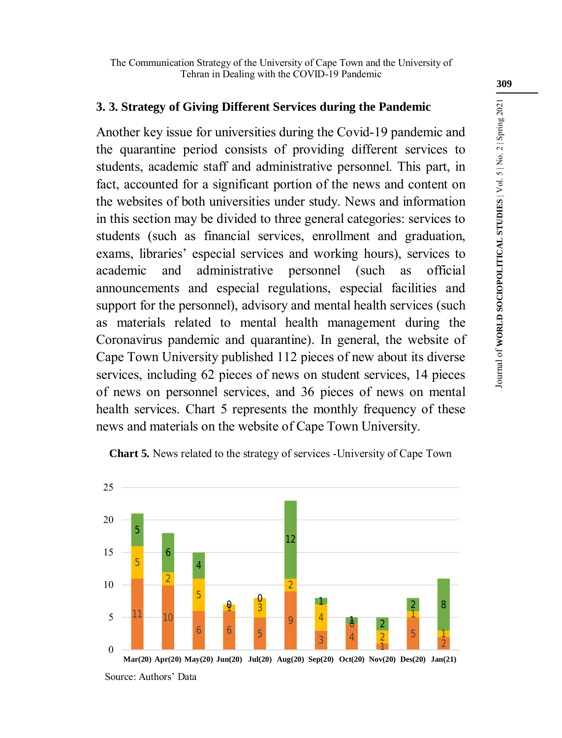### 3. 3. Strategy of Giving Different Services during the Pandemic

Another key issue for universities during the Covid-19 pandemic and the quarantine period consists of providing different services to students, academic staff and administrative personnel. This part, in fact, accounted for a significant portion of the news and content on the websites of both universities under study. News and information in this section may be divided to three general categories: services to students (such as financial services, enrollment and graduation, exams, libraries' especial services and working hours), services to academic and administrative personnel (such as official announcements and especial regulations, especial facilities and support for the personnel), advisory and mental health services (such as materials related to mental health management during the Coronavirus pandemic and quarantine). In general, the website of Cape Town University published 112 pieces of new about its diverse services, including 62 pieces of news on student services, 14 pieces of news on personnel services, and 36 pieces of news on mental health services. Chart 5 represents the monthly frequency of these news and materials on the website of Cape Town University.

**Chart 5.** News related to the strategy of services -University of Cape Town

| | Mar(20) | Apr(20) | May(20) | Jun(20) | Jul(20) | Aug(20) | Sep(20) | Oct(20) | Nov(20) | Des(20) | Jan(21) |
|---|---|---|---|---|---|---|---|---|---|---|---|
| Orange (bottom) | 11 | 10 | 6 | 6 | 5 | 9 | 3 | 4 | 1 | 5 | 2 |
| Yellow (middle) | 5 | 2 | 5 | 1 | 3 | 2 | 4 | 0 | 2 | 1 | 1 |
| Green (top) | 5 | 6 | 4 | 0 | 0 | 12 | 1 | 1 | 2 | 2 | 8 |

Source: Authors' Data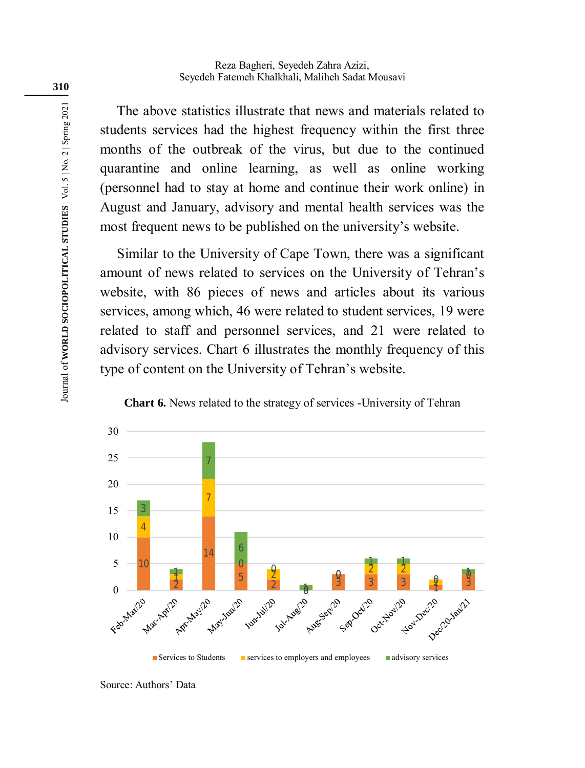The above statistics illustrate that news and materials related to students services had the highest frequency within the first three months of the outbreak of the virus, but due to the continued quarantine and online learning, as well as online working (personnel had to stay at home and continue their work online) in August and January, advisory and mental health services was the most frequent news to be published on the university's website.

Similar to the University of Cape Town, there was a significant amount of news related to services on the University of Tehran's website, with 86 pieces of news and articles about its various services, among which, 46 were related to student services, 19 were related to staff and personnel services, and 21 were related to advisory services. Chart 6 illustrates the monthly frequency of this type of content on the University of Tehran's website.

**Chart 6.** News related to the strategy of services -University of Tehran

| | Services to Students | services to employers and employees | advisory services |
|---|---|---|---|
| Feb-Mar/20 | 10 | 4 | 3 |
| Mar-Apr/20 | 2 | 1 | 1 |
| Apr-May/20 | 14 | 7 | 7 |
| May-Jun/20 | 5 | 0 | 6 |
| Jun-Jul/20 | 2 | 2 | 0 |
| Jul-Aug/20 | 0 | 0 | 1 |
| Aug-Sep/20 | 3 | 0 | 0 |
| Sep-Oct/20 | 3 | 2 | 1 |
| Oct-Nov/20 | 3 | 2 | 1 |
| Nov-Dec/20 | 1 | 1 | 0 |
| Dec/20-Jan/21 | 3 | 0 | 1 |

Source: Authors' Data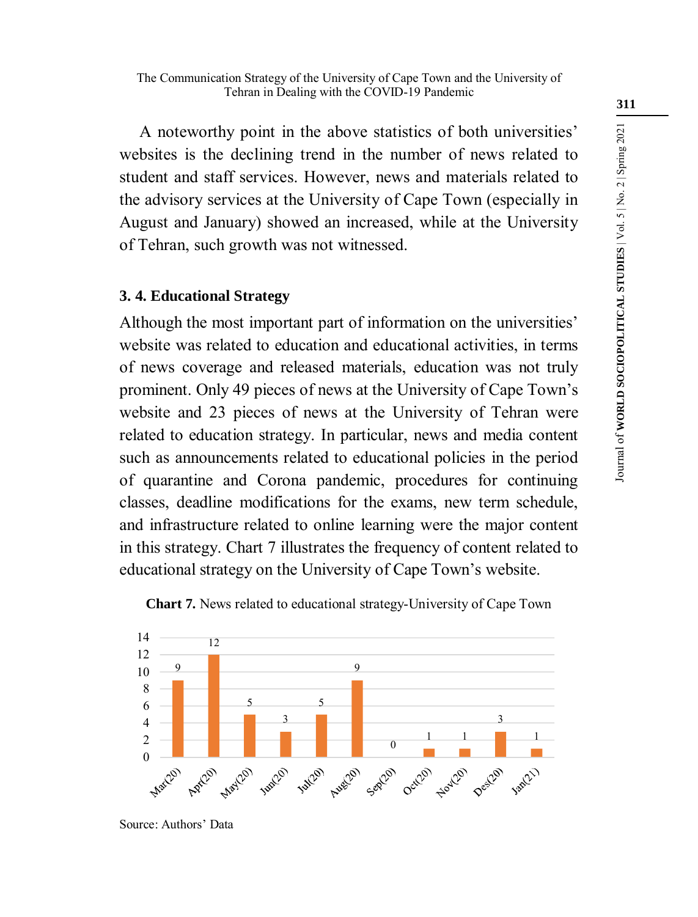A noteworthy point in the above statistics of both universities' websites is the declining trend in the number of news related to student and staff services. However, news and materials related to the advisory services at the University of Cape Town (especially in August and January) showed an increased, while at the University of Tehran, such growth was not witnessed.

### 3. 4. Educational Strategy

Although the most important part of information on the universities' website was related to education and educational activities, in terms of news coverage and released materials, education was not truly prominent. Only 49 pieces of news at the University of Cape Town's website and 23 pieces of news at the University of Tehran were related to education strategy. In particular, news and media content such as announcements related to educational policies in the period of quarantine and Corona pandemic, procedures for continuing classes, deadline modifications for the exams, new term schedule, and infrastructure related to online learning were the major content in this strategy. Chart 7 illustrates the frequency of content related to educational strategy on the University of Cape Town's website.

**Chart 7.** News related to educational strategy-University of Cape Town

| Month | Mar(20) | Apr(20) | May(20) | Jun(20) | Jul(20) | Aug(20) | Sep(20) | Oct(20) | Nov(20) | Des(20) | Jan(21) |
|---|---|---|---|---|---|---|---|---|---|---|---|
| News | 9 | 12 | 5 | 3 | 5 | 9 | 0 | 1 | 1 | 3 | 1 |

Source: Authors' Data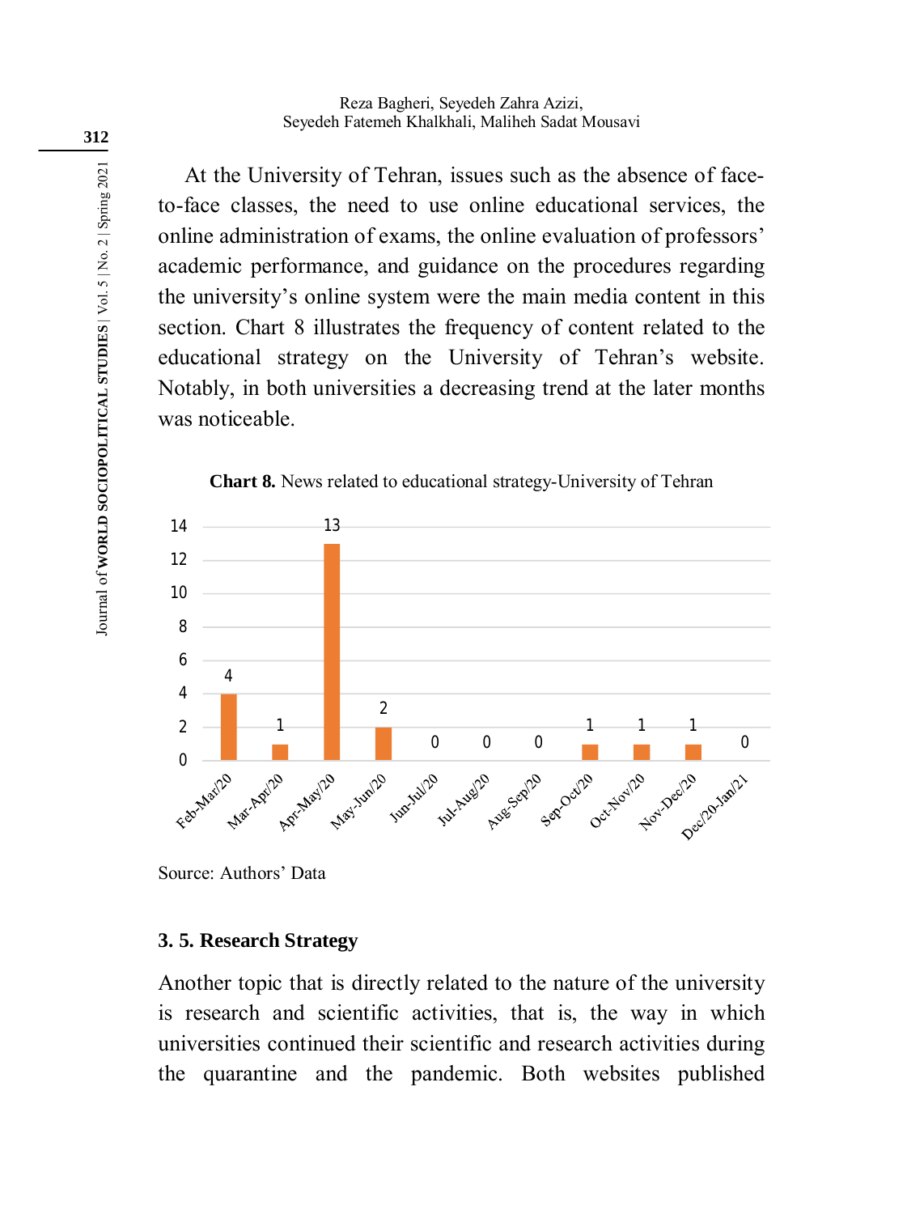At the University of Tehran, issues such as the absence of face-to-face classes, the need to use online educational services, the online administration of exams, the online evaluation of professors' academic performance, and guidance on the procedures regarding the university's online system were the main media content in this section. Chart 8 illustrates the frequency of content related to the educational strategy on the University of Tehran's website. Notably, in both universities a decreasing trend at the later months was noticeable.

**Chart 8.** News related to educational strategy-University of Tehran

| Period | Frequency |
|---|---|
| Feb-Mar/20 | 4 |
| Mar-Apr/20 | 1 |
| Apr-May/20 | 13 |
| May-Jun/20 | 2 |
| Jun-Jul/20 | 0 |
| Jul-Aug/20 | 0 |
| Aug-Sep/20 | 0 |
| Sep-Oct/20 | 1 |
| Oct-Nov/20 | 1 |
| Nov-Dec/20 | 1 |
| Dec/20-Jan/21 | 0 |

Source: Authors' Data

### 3. 5. Research Strategy

Another topic that is directly related to the nature of the university is research and scientific activities, that is, the way in which universities continued their scientific and research activities during the quarantine and the pandemic. Both websites published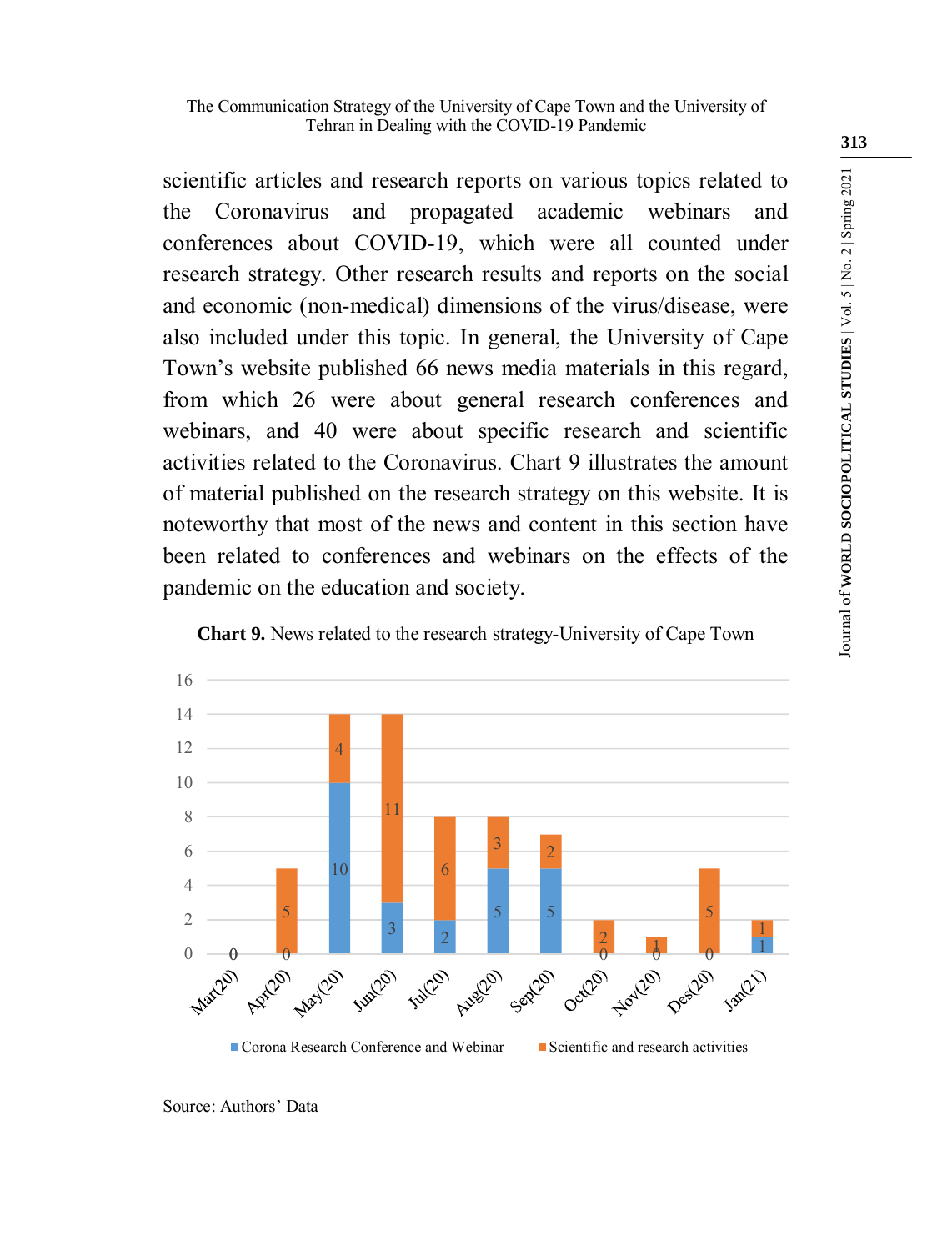scientific articles and research reports on various topics related to the Coronavirus and propagated academic webinars and conferences about COVID-19, which were all counted under research strategy. Other research results and reports on the social and economic (non-medical) dimensions of the virus/disease, were also included under this topic. In general, the University of Cape Town's website published 66 news media materials in this regard, from which 26 were about general research conferences and webinars, and 40 were about specific research and scientific activities related to the Coronavirus. Chart 9 illustrates the amount of material published on the research strategy on this website. It is noteworthy that most of the news and content in this section have been related to conferences and webinars on the effects of the pandemic on the education and society.

**Chart 9.** News related to the research strategy-University of Cape Town

| Month | Corona Research Conference and Webinar | Scientific and research activities |
|---|---|---|
| Mar(20) | 0 | 0 |
| Apr(20) | 0 | 5 |
| May(20) | 10 | 4 |
| Jun(20) | 3 | 11 |
| Jul(20) | 2 | 6 |
| Aug(20) | 5 | 3 |
| Sep(20) | 5 | 2 |
| Oct(20) | 0 | 2 |
| Nov(20) | 0 | 1 |
| Des(20) | 0 | 5 |
| Jan(21) | 1 | 1 |

Source: Authors' Data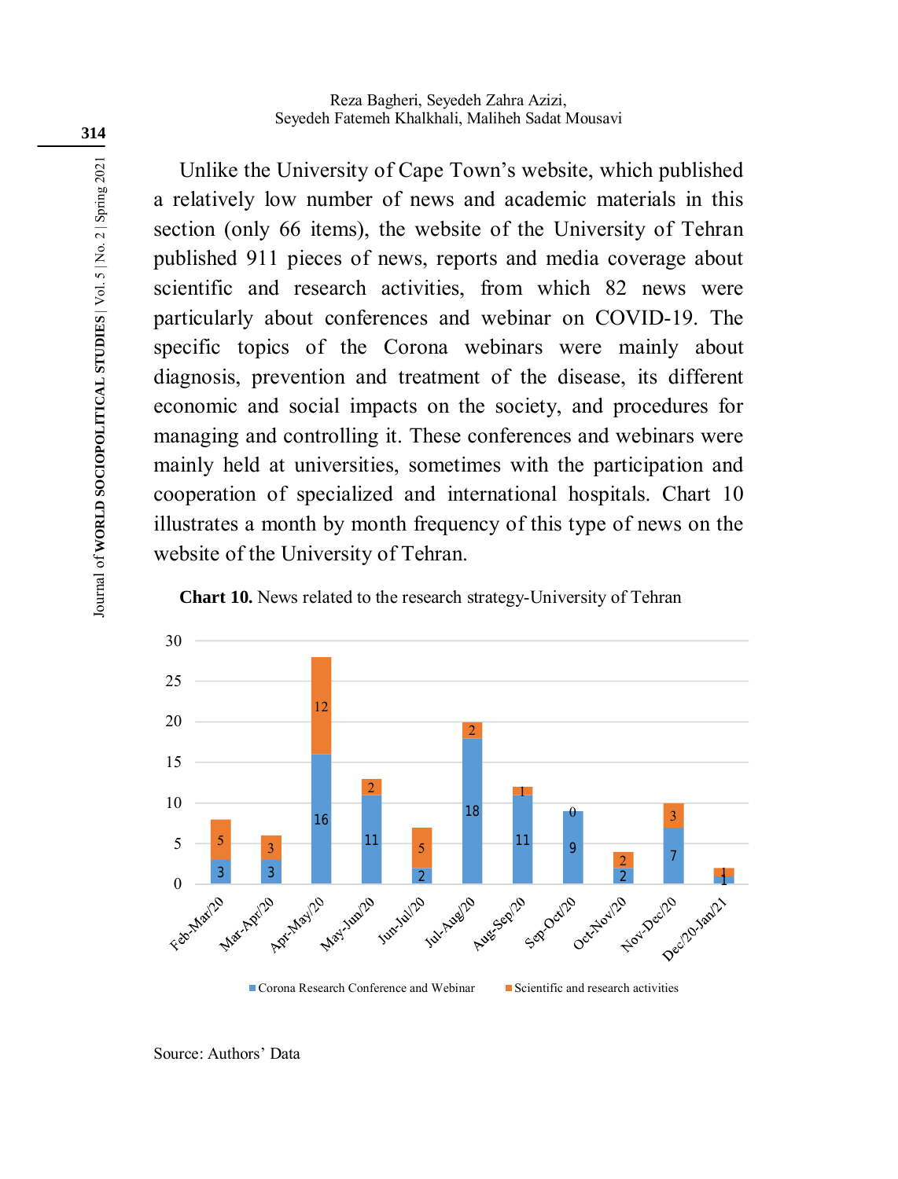Unlike the University of Cape Town's website, which published a relatively low number of news and academic materials in this section (only 66 items), the website of the University of Tehran published 911 pieces of news, reports and media coverage about scientific and research activities, from which 82 news were particularly about conferences and webinar on COVID-19. The specific topics of the Corona webinars were mainly about diagnosis, prevention and treatment of the disease, its different economic and social impacts on the society, and procedures for managing and controlling it. These conferences and webinars were mainly held at universities, sometimes with the participation and cooperation of specialized and international hospitals. Chart 10 illustrates a month by month frequency of this type of news on the website of the University of Tehran.

**Chart 10.** News related to the research strategy-University of Tehran

| Period | Corona Research Conference and Webinar | Scientific and research activities |
|---|---|---|
| Feb-Mar/20 | 3 | 5 |
| Mar-Apr/20 | 3 | 3 |
| Apr-May/20 | 16 | 12 |
| May-Jun/20 | 11 | 2 |
| Jun-Jul/20 | 2 | 5 |
| Jul-Aug/20 | 18 | 2 |
| Aug-Sep/20 | 11 | 1 |
| Sep-Oct/20 | 9 | 0 |
| Oct-Nov/20 | 2 | 2 |
| Nov-Dec/20 | 7 | 3 |
| Dec/20-Jan/21 | 1 | 1 |

Source: Authors' Data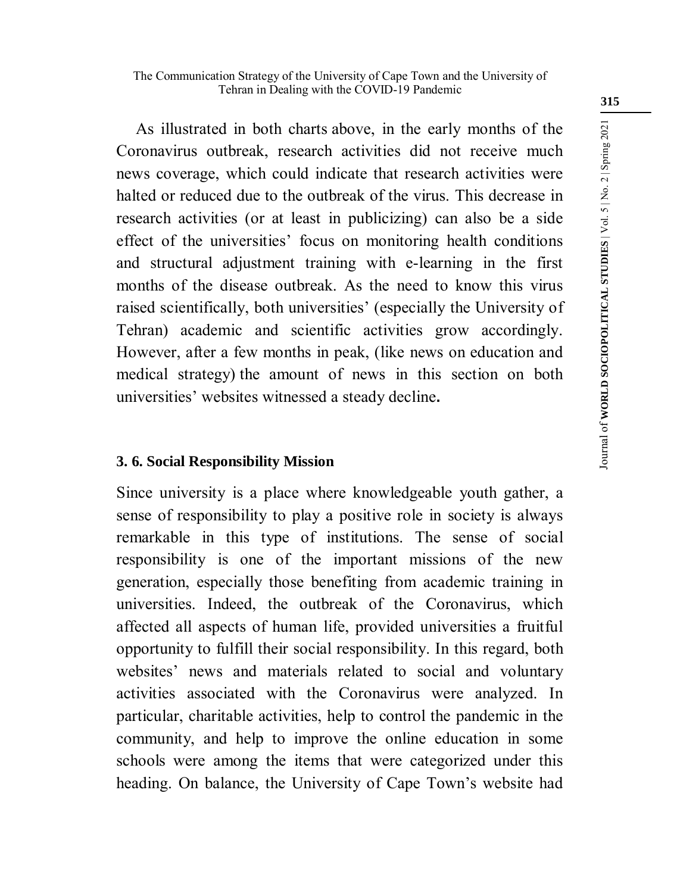As illustrated in both charts above, in the early months of the Coronavirus outbreak, research activities did not receive much news coverage, which could indicate that research activities were halted or reduced due to the outbreak of the virus. This decrease in research activities (or at least in publicizing) can also be a side effect of the universities' focus on monitoring health conditions and structural adjustment training with e-learning in the first months of the disease outbreak. As the need to know this virus raised scientifically, both universities' (especially the University of Tehran) academic and scientific activities grow accordingly. However, after a few months in peak, (like news on education and medical strategy) the amount of news in this section on both universities' websites witnessed a steady decline**.**

### 3. 6. Social Responsibility Mission

Since university is a place where knowledgeable youth gather, a sense of responsibility to play a positive role in society is always remarkable in this type of institutions. The sense of social responsibility is one of the important missions of the new generation, especially those benefiting from academic training in universities. Indeed, the outbreak of the Coronavirus, which affected all aspects of human life, provided universities a fruitful opportunity to fulfill their social responsibility. In this regard, both websites' news and materials related to social and voluntary activities associated with the Coronavirus were analyzed. In particular, charitable activities, help to control the pandemic in the community, and help to improve the online education in some schools were among the items that were categorized under this heading. On balance, the University of Cape Town's website had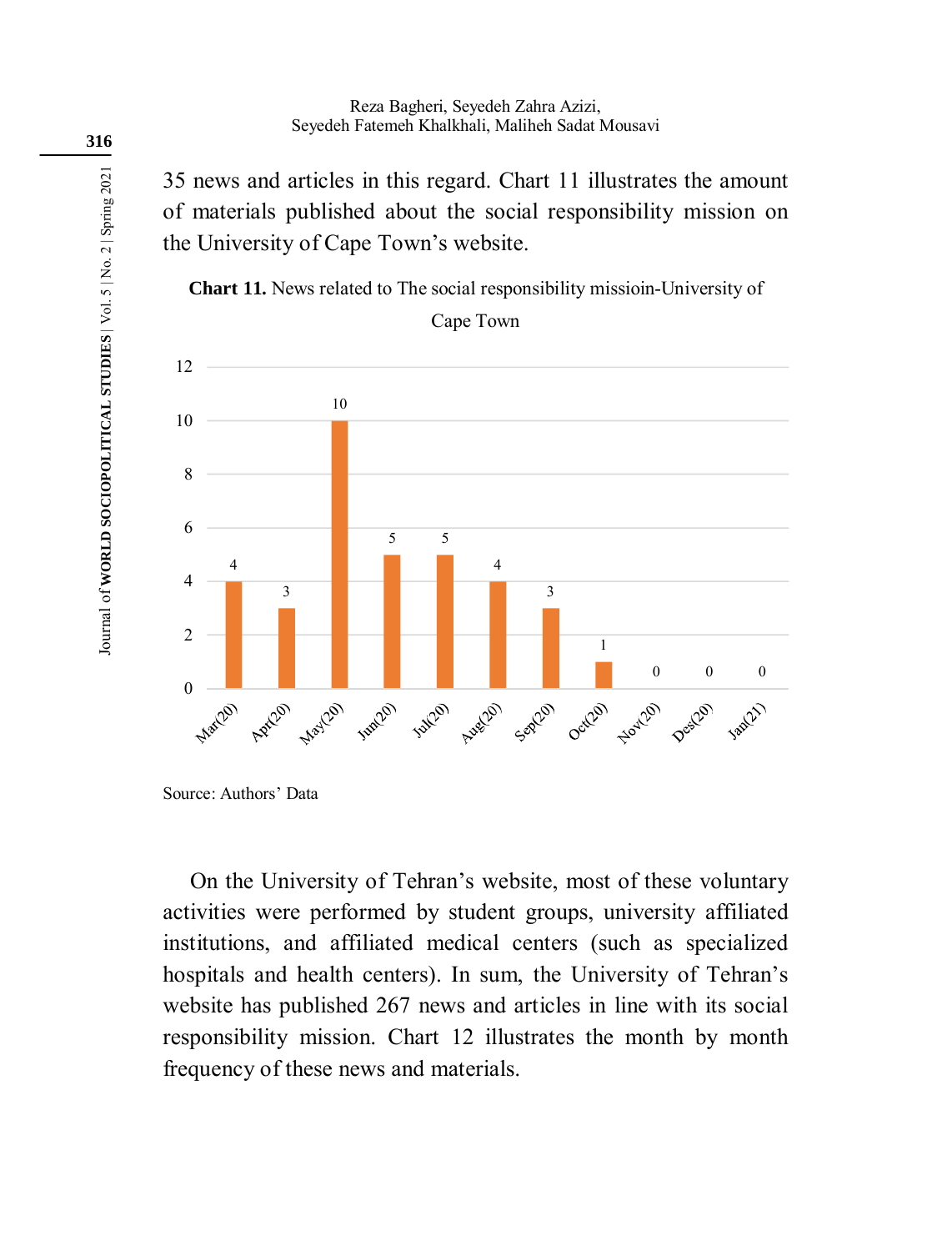35 news and articles in this regard. Chart 11 illustrates the amount of materials published about the social responsibility mission on the University of Cape Town's website.

**Chart 11.** News related to The social responsibility missioin-University of Cape Town

| Month | Count |
|---|---|
| Mar(20) | 4 |
| Apr(20) | 3 |
| May(20) | 10 |
| Jun(20) | 5 |
| Jul(20) | 5 |
| Aug(20) | 4 |
| Sep(20) | 3 |
| Oct(20) | 1 |
| Nov(20) | 0 |
| Des(20) | 0 |
| Jan(21) | 0 |

Source: Authors' Data

On the University of Tehran's website, most of these voluntary activities were performed by student groups, university affiliated institutions, and affiliated medical centers (such as specialized hospitals and health centers). In sum, the University of Tehran's website has published 267 news and articles in line with its social responsibility mission. Chart 12 illustrates the month by month frequency of these news and materials.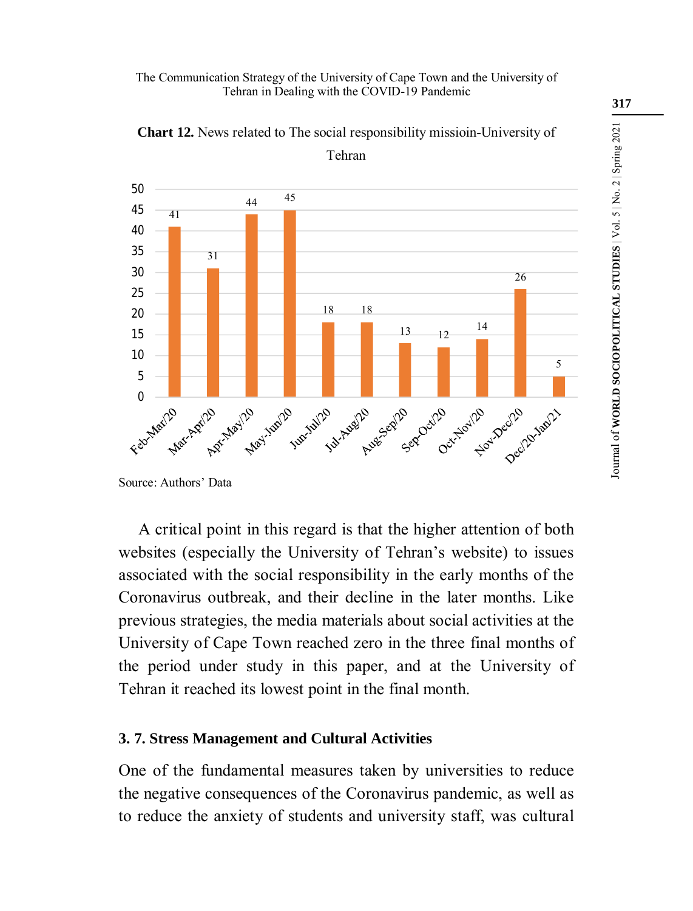**Chart 12.** News related to The social responsibility missioin-University of Tehran

| Period | News |
|---|---|
| Feb-Mar/20 | 41 |
| Mar-Apr/20 | 31 |
| Apr-May/20 | 44 |
| May-Jun/20 | 45 |
| Jun-Jul/20 | 18 |
| Jul-Aug/20 | 18 |
| Aug-Sep/20 | 13 |
| Sep-Oct/20 | 12 |
| Oct-Nov/20 | 14 |
| Nov-Dec/20 | 26 |
| Dec/20-Jan/21 | 5 |

Source: Authors' Data

A critical point in this regard is that the higher attention of both websites (especially the University of Tehran's website) to issues associated with the social responsibility in the early months of the Coronavirus outbreak, and their decline in the later months. Like previous strategies, the media materials about social activities at the University of Cape Town reached zero in the three final months of the period under study in this paper, and at the University of Tehran it reached its lowest point in the final month.

### 3. 7. Stress Management and Cultural Activities

One of the fundamental measures taken by universities to reduce the negative consequences of the Coronavirus pandemic, as well as to reduce the anxiety of students and university staff, was cultural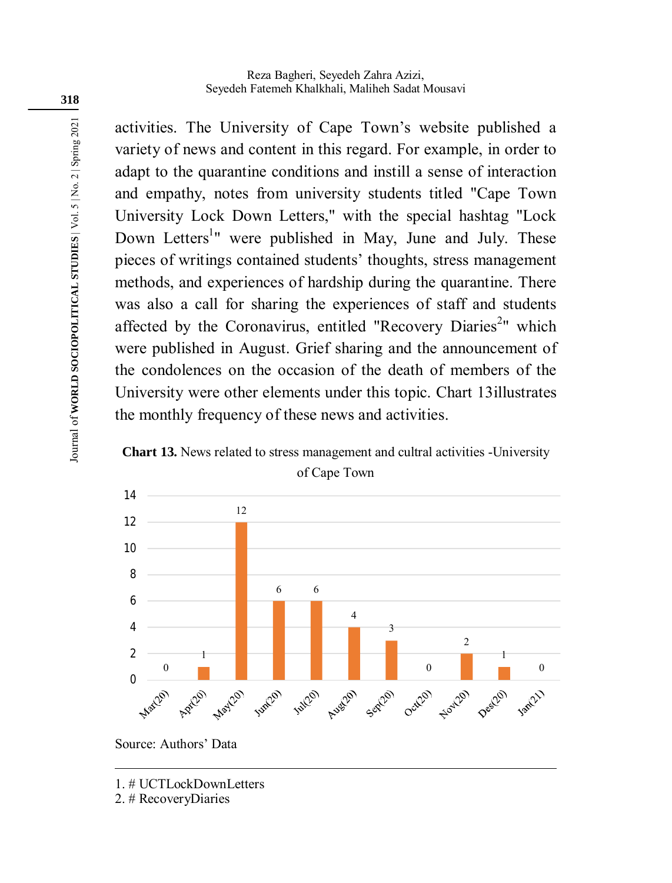activities. The University of Cape Town's website published a variety of news and content in this regard. For example, in order to adapt to the quarantine conditions and instill a sense of interaction and empathy, notes from university students titled "Cape Town University Lock Down Letters," with the special hashtag "Lock Down Letters[1]" were published in May, June and July. These pieces of writings contained students' thoughts, stress management methods, and experiences of hardship during the quarantine. There was also a call for sharing the experiences of staff and students affected by the Coronavirus, entitled "Recovery Diaries[2]" which were published in August. Grief sharing and the announcement of the condolences on the occasion of the death of members of the University were other elements under this topic. Chart 13illustrates the monthly frequency of these news and activities.

**Chart 13.** News related to stress management and cultral activities -University of Cape Town

| Month | Frequency |
|---|---|
| Mar(20) | 0 |
| Apr(20) | 1 |
| May(20) | 12 |
| Jun(20) | 6 |
| Jul(20) | 6 |
| Aug(20) | 4 |
| Sep(20) | 3 |
| Oct(20) | 0 |
| Nov(20) | 2 |
| Des(20) | 1 |
| Jan(21) | 0 |

Source: Authors' Data

---

1. # UCTLockDownLetters
2. # RecoveryDiaries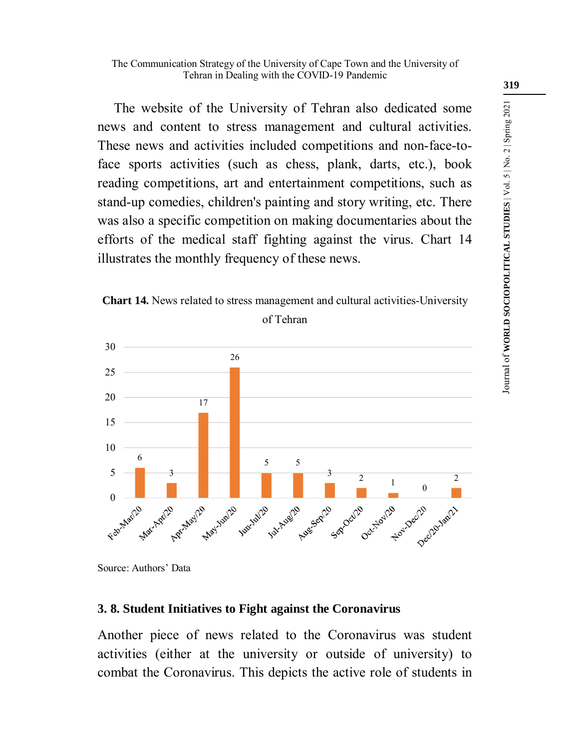The website of the University of Tehran also dedicated some news and content to stress management and cultural activities. These news and activities included competitions and non-face-to-face sports activities (such as chess, plank, darts, etc.), book reading competitions, art and entertainment competitions, such as stand-up comedies, children's painting and story writing, etc. There was also a specific competition on making documentaries about the efforts of the medical staff fighting against the virus. Chart 14 illustrates the monthly frequency of these news.

**Chart 14.** News related to stress management and cultural activities-University of Tehran

| Period | News |
| --- | --- |
| Feb-Mar/20 | 6 |
| Mar-Apr/20 | 3 |
| Apr-May/20 | 17 |
| May-Jun/20 | 26 |
| Jun-Jul/20 | 5 |
| Jul-Aug/20 | 5 |
| Aug-Sep/20 | 3 |
| Sep-Oct/20 | 2 |
| Oct-Nov/20 | 1 |
| Nov-Dec/20 | 0 |
| Dec/20-Jan/21 | 2 |

Source: Authors' Data

### 3. 8. Student Initiatives to Fight against the Coronavirus

Another piece of news related to the Coronavirus was student activities (either at the university or outside of university) to combat the Coronavirus. This depicts the active role of students in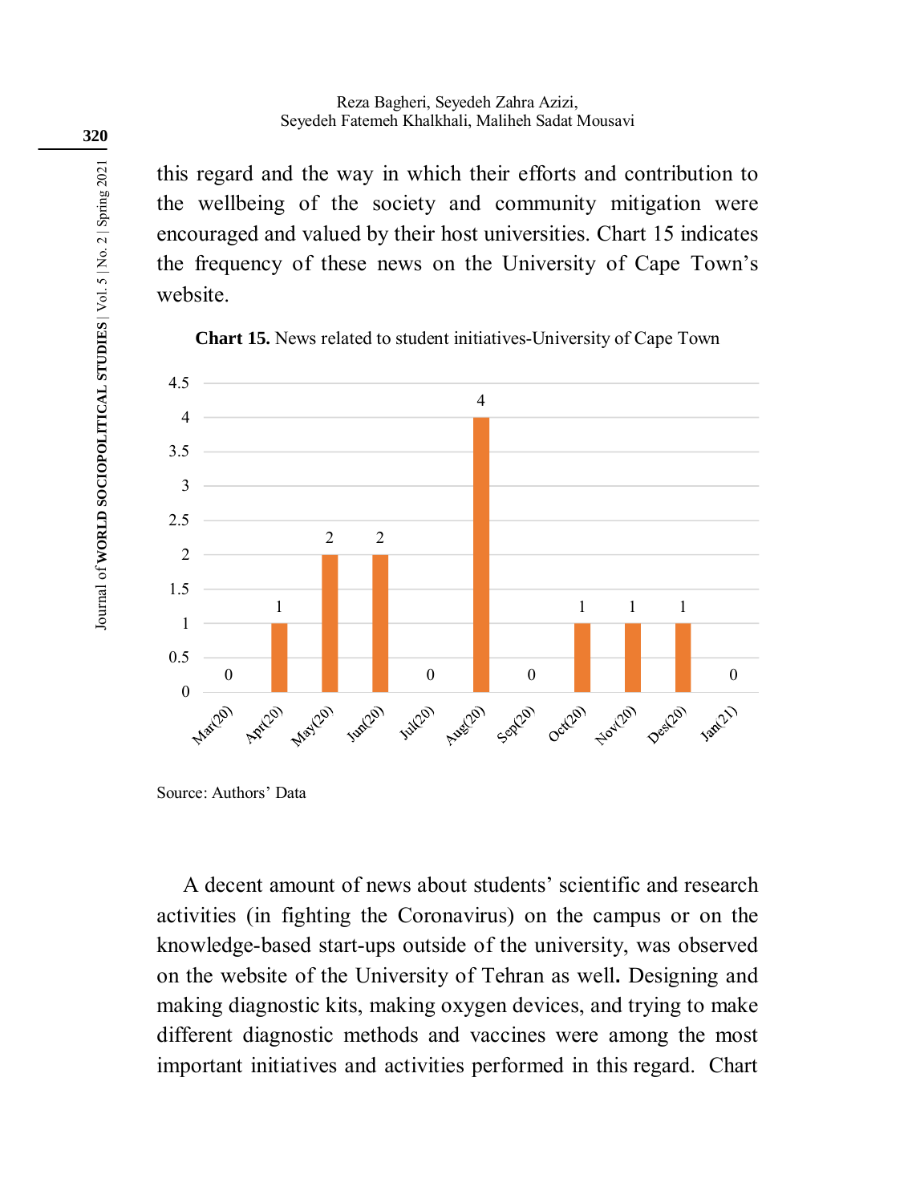this regard and the way in which their efforts and contribution to the wellbeing of the society and community mitigation were encouraged and valued by their host universities. Chart 15 indicates the frequency of these news on the University of Cape Town's website.

**Chart 15.** News related to student initiatives-University of Cape Town

| Mar(20) | Apr(20) | May(20) | Jun(20) | Jul(20) | Aug(20) | Sep(20) | Oct(20) | Nov(20) | Des(20) | Jan(21) |
|---|---|---|---|---|---|---|---|---|---|---|
| 0 | 1 | 2 | 2 | 0 | 4 | 0 | 1 | 1 | 1 | 0 |

Source: Authors' Data

A decent amount of news about students' scientific and research activities (in fighting the Coronavirus) on the campus or on the knowledge-based start-ups outside of the university, was observed on the website of the University of Tehran as well**.** Designing and making diagnostic kits, making oxygen devices, and trying to make different diagnostic methods and vaccines were among the most important initiatives and activities performed in this regard. Chart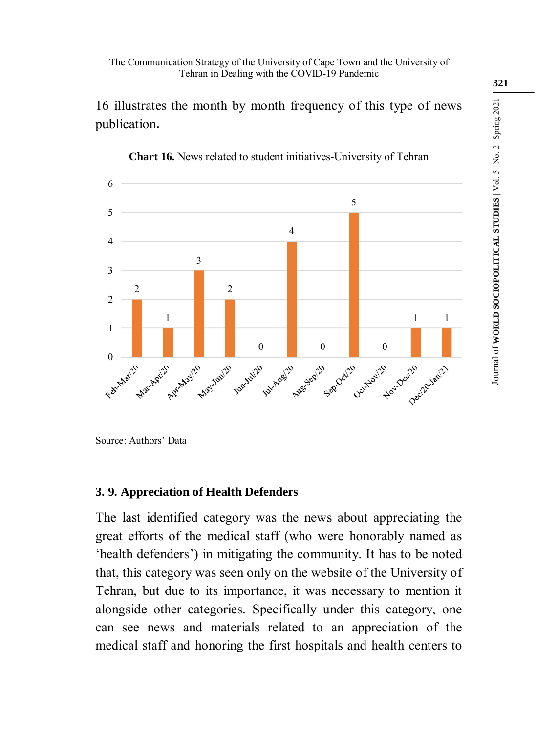16 illustrates the month by month frequency of this type of news publication.

**Chart 16.** News related to student initiatives-University of Tehran

| Month | Number |
|---|---|
| Feb-Mar/20 | 2 |
| Mar-Apr/20 | 1 |
| Apr-May/20 | 3 |
| May-Jun/20 | 2 |
| Jun-Jul/20 | 0 |
| Jul-Aug/20 | 4 |
| Aug-Sep/20 | 0 |
| Sep-Oct/20 | 5 |
| Oct-Nov/20 | 0 |
| Nov-Dec/20 | 1 |
| Dec/20-Jan/21 | 1 |

Source: Authors' Data

### 3. 9. Appreciation of Health Defenders

The last identified category was the news about appreciating the great efforts of the medical staff (who were honorably named as 'health defenders') in mitigating the community. It has to be noted that, this category was seen only on the website of the University of Tehran, but due to its importance, it was necessary to mention it alongside other categories. Specifically under this category, one can see news and materials related to an appreciation of the medical staff and honoring the first hospitals and health centers to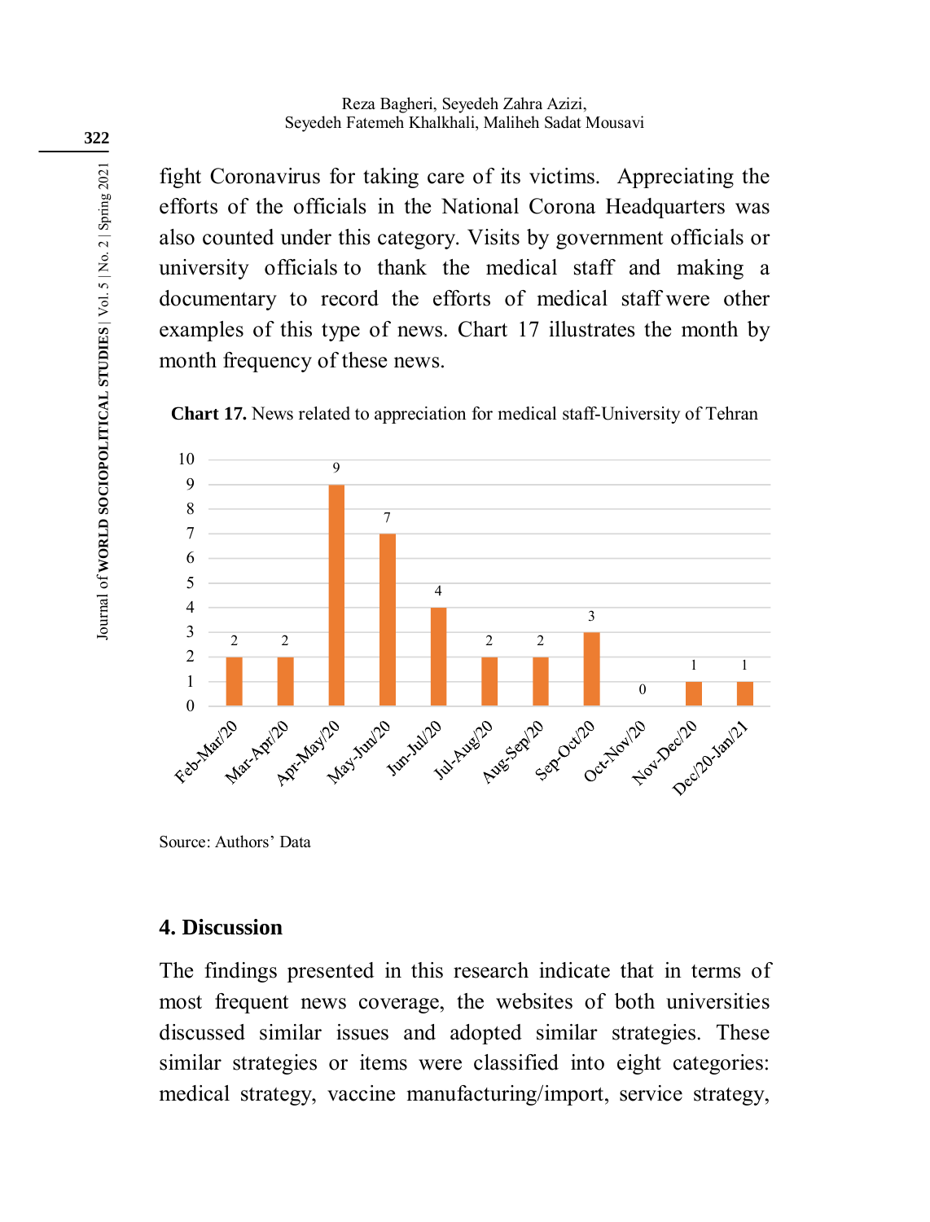fight Coronavirus for taking care of its victims. Appreciating the efforts of the officials in the National Corona Headquarters was also counted under this category. Visits by government officials or university officials to thank the medical staff and making a documentary to record the efforts of medical staff were other examples of this type of news. Chart 17 illustrates the month by month frequency of these news.

**Chart 17.** News related to appreciation for medical staff-University of Tehran

| Month | Frequency |
|---|---|
| Feb-Mar/20 | 2 |
| Mar-Apr/20 | 2 |
| Apr-May/20 | 9 |
| May-Jun/20 | 7 |
| Jun-Jul/20 | 4 |
| Jul-Aug/20 | 2 |
| Aug-Sep/20 | 2 |
| Sep-Oct/20 | 3 |
| Oct-Nov/20 | 0 |
| Nov-Dec/20 | 1 |
| Dec/20-Jan/21 | 1 |

Source: Authors' Data

## 4. Discussion

The findings presented in this research indicate that in terms of most frequent news coverage, the websites of both universities discussed similar issues and adopted similar strategies. These similar strategies or items were classified into eight categories: medical strategy, vaccine manufacturing/import, service strategy,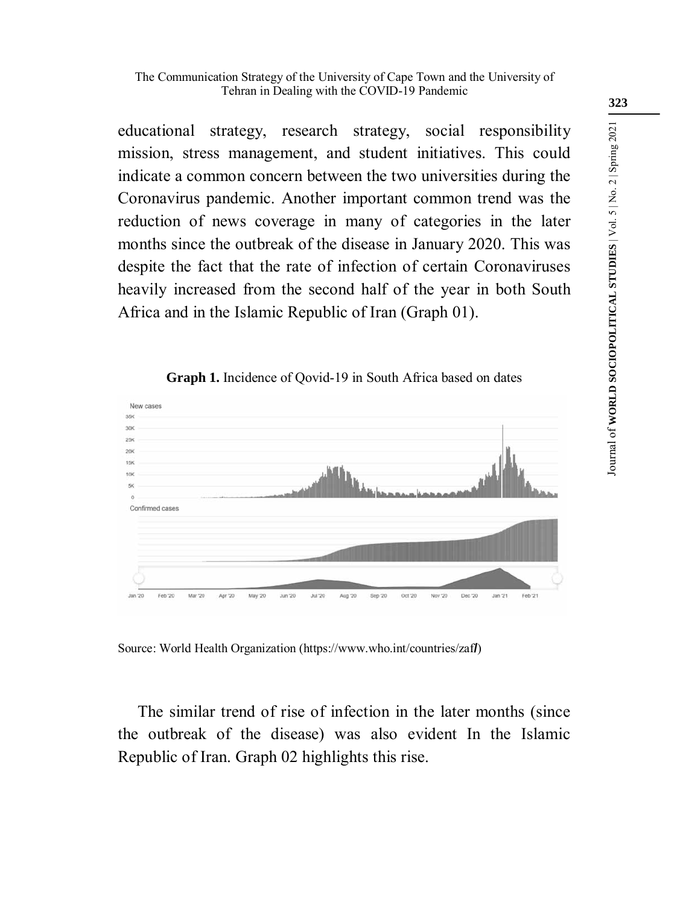educational strategy, research strategy, social responsibility mission, stress management, and student initiatives. This could indicate a common concern between the two universities during the Coronavirus pandemic. Another important common trend was the reduction of news coverage in many of categories in the later months since the outbreak of the disease in January 2020. This was despite the fact that the rate of infection of certain Coronaviruses heavily increased from the second half of the year in both South Africa and in the Islamic Republic of Iran (Graph 01).

**Graph 1.** Incidence of Qovid-19 in South Africa based on dates

Source: World Health Organization (https://www.who.int/countries/zaf/)

The similar trend of rise of infection in the later months (since the outbreak of the disease) was also evident In the Islamic Republic of Iran. Graph 02 highlights this rise.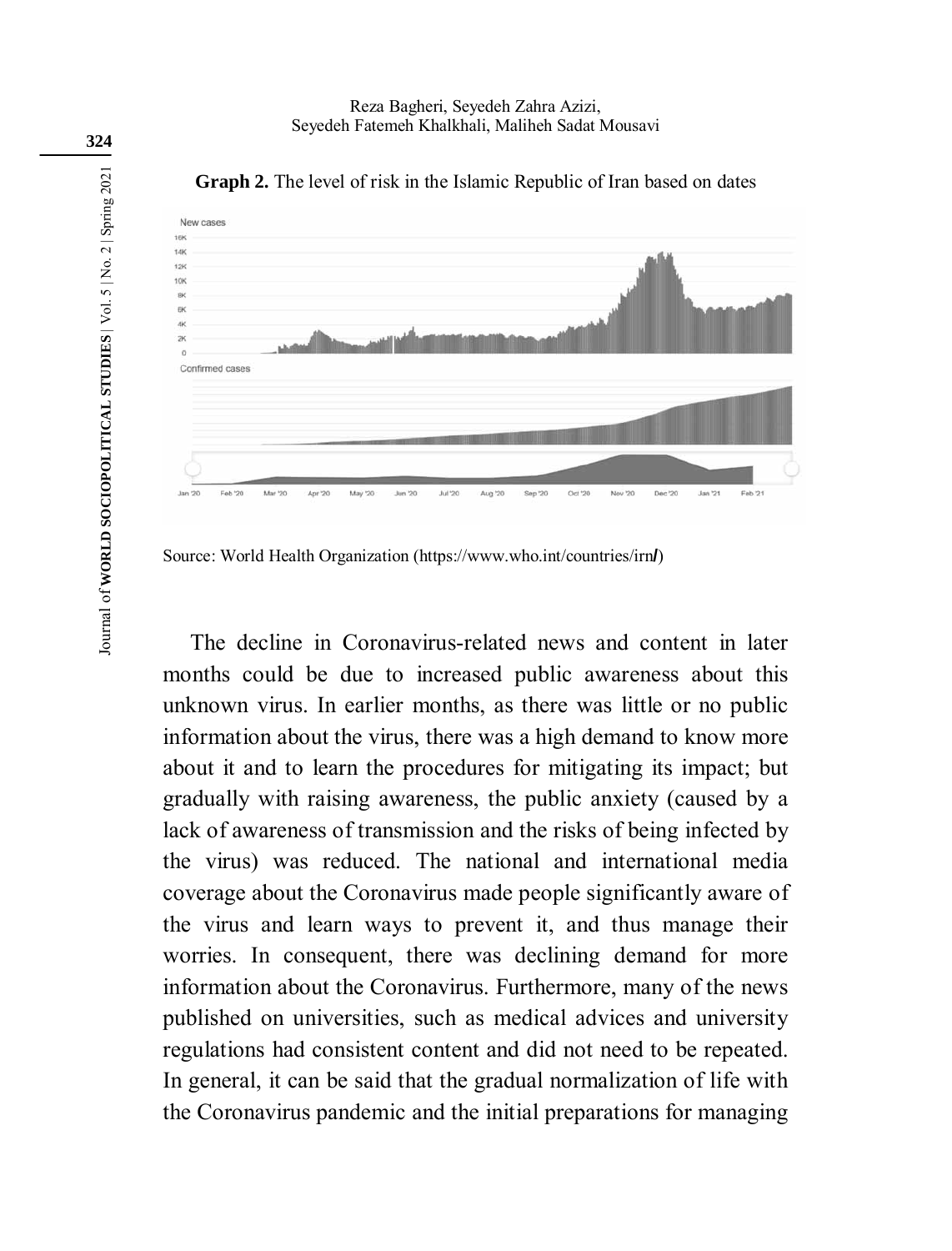**Graph 2.** The level of risk in the Islamic Republic of Iran based on dates

Source: World Health Organization (https://www.who.int/countries/irn/)

The decline in Coronavirus-related news and content in later months could be due to increased public awareness about this unknown virus. In earlier months, as there was little or no public information about the virus, there was a high demand to know more about it and to learn the procedures for mitigating its impact; but gradually with raising awareness, the public anxiety (caused by a lack of awareness of transmission and the risks of being infected by the virus) was reduced. The national and international media coverage about the Coronavirus made people significantly aware of the virus and learn ways to prevent it, and thus manage their worries. In consequent, there was declining demand for more information about the Coronavirus. Furthermore, many of the news published on universities, such as medical advices and university regulations had consistent content and did not need to be repeated. In general, it can be said that the gradual normalization of life with the Coronavirus pandemic and the initial preparations for managing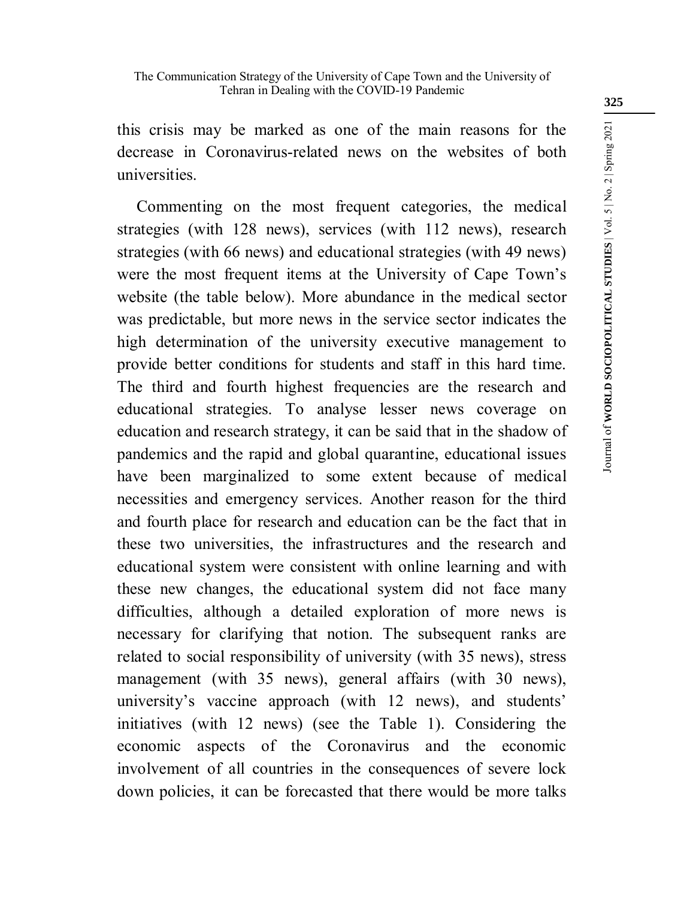this crisis may be marked as one of the main reasons for the decrease in Coronavirus-related news on the websites of both universities.

Commenting on the most frequent categories, the medical strategies (with 128 news), services (with 112 news), research strategies (with 66 news) and educational strategies (with 49 news) were the most frequent items at the University of Cape Town's website (the table below). More abundance in the medical sector was predictable, but more news in the service sector indicates the high determination of the university executive management to provide better conditions for students and staff in this hard time. The third and fourth highest frequencies are the research and educational strategies. To analyse lesser news coverage on education and research strategy, it can be said that in the shadow of pandemics and the rapid and global quarantine, educational issues have been marginalized to some extent because of medical necessities and emergency services. Another reason for the third and fourth place for research and education can be the fact that in these two universities, the infrastructures and the research and educational system were consistent with online learning and with these new changes, the educational system did not face many difficulties, although a detailed exploration of more news is necessary for clarifying that notion. The subsequent ranks are related to social responsibility of university (with 35 news), stress management (with 35 news), general affairs (with 30 news), university's vaccine approach (with 12 news), and students' initiatives (with 12 news) (see the Table 1). Considering the economic aspects of the Coronavirus and the economic involvement of all countries in the consequences of severe lock down policies, it can be forecasted that there would be more talks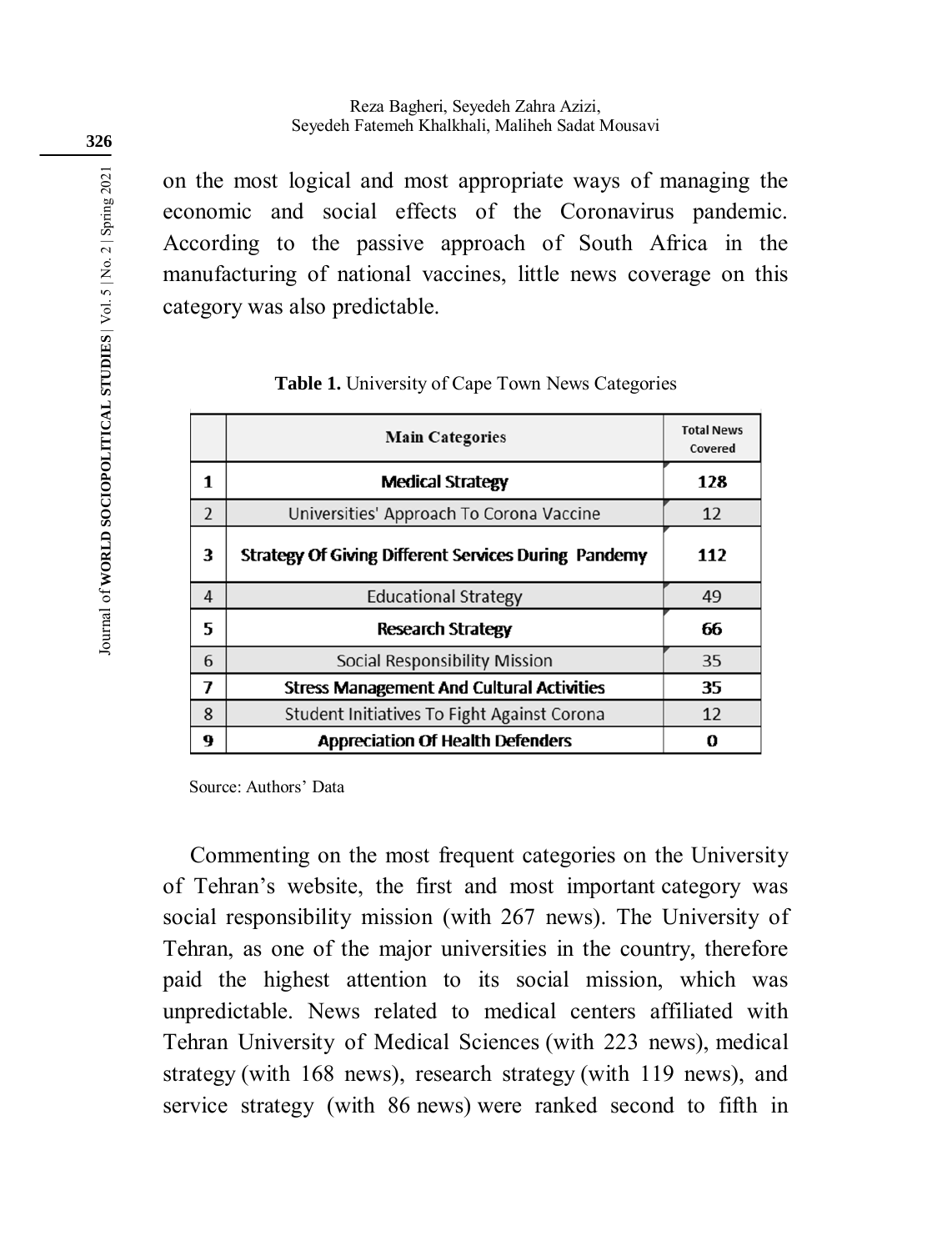on the most logical and most appropriate ways of managing the economic and social effects of the Coronavirus pandemic. According to the passive approach of South Africa in the manufacturing of national vaccines, little news coverage on this category was also predictable.

**Table 1.** University of Cape Town News Categories

| | Main Categories | Total News Covered |
|---|---|---|
| 1 | **Medical Strategy** | **128** |
| 2 | Universities' Approach To Corona Vaccine | 12 |
| 3 | **Strategy Of Giving Different Services During Pandemy** | **112** |
| 4 | Educational Strategy | 49 |
| 5 | **Research Strategy** | **66** |
| 6 | Social Responsibility Mission | 35 |
| 7 | **Stress Management And Cultural Activities** | **35** |
| 8 | Student Initiatives To Fight Against Corona | 12 |
| 9 | **Appreciation Of Health Defenders** | **0** |

Source: Authors' Data

Commenting on the most frequent categories on the University of Tehran's website, the first and most important category was social responsibility mission (with 267 news). The University of Tehran, as one of the major universities in the country, therefore paid the highest attention to its social mission, which was unpredictable. News related to medical centers affiliated with Tehran University of Medical Sciences (with 223 news), medical strategy (with 168 news), research strategy (with 119 news), and service strategy (with 86 news) were ranked second to fifth in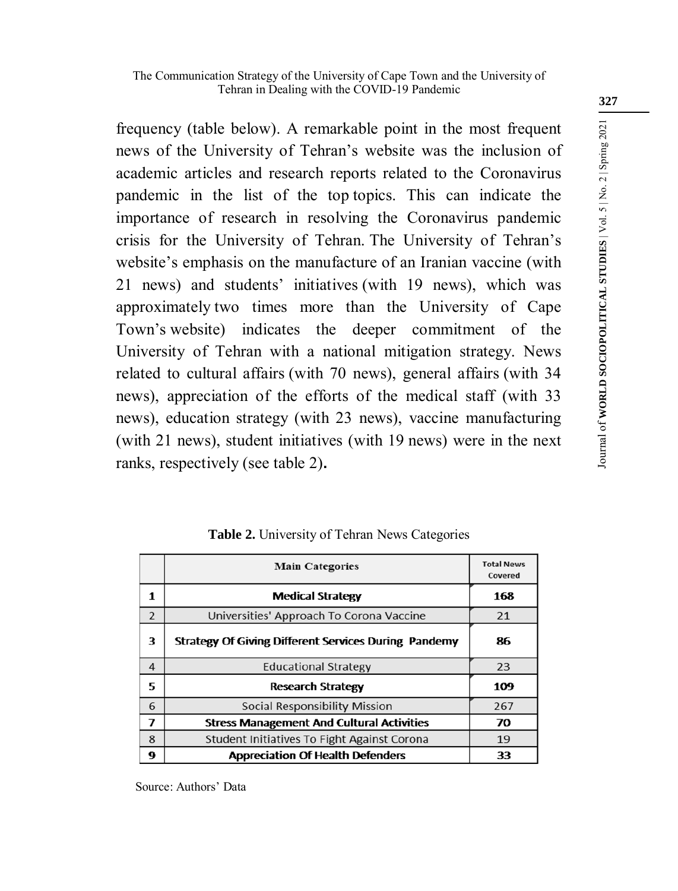frequency (table below). A remarkable point in the most frequent news of the University of Tehran's website was the inclusion of academic articles and research reports related to the Coronavirus pandemic in the list of the top topics. This can indicate the importance of research in resolving the Coronavirus pandemic crisis for the University of Tehran. The University of Tehran's website's emphasis on the manufacture of an Iranian vaccine (with 21 news) and students' initiatives (with 19 news), which was approximately two times more than the University of Cape Town's website) indicates the deeper commitment of the University of Tehran with a national mitigation strategy. News related to cultural affairs (with 70 news), general affairs (with 34 news), appreciation of the efforts of the medical staff (with 33 news), education strategy (with 23 news), vaccine manufacturing (with 21 news), student initiatives (with 19 news) were in the next ranks, respectively (see table 2).

**Table 2.** University of Tehran News Categories

| | Main Categories | Total News Covered |
|---|---|---|
| **1** | **Medical Strategy** | **168** |
| 2 | Universities' Approach To Corona Vaccine | 21 |
| **3** | **Strategy Of Giving Different Services During Pandemy** | **86** |
| 4 | Educational Strategy | 23 |
| **5** | **Research Strategy** | **109** |
| 6 | Social Responsibility Mission | 267 |
| **7** | **Stress Management And Cultural Activities** | **70** |
| 8 | Student Initiatives To Fight Against Corona | 19 |
| **9** | **Appreciation Of Health Defenders** | **33** |

Source: Authors' Data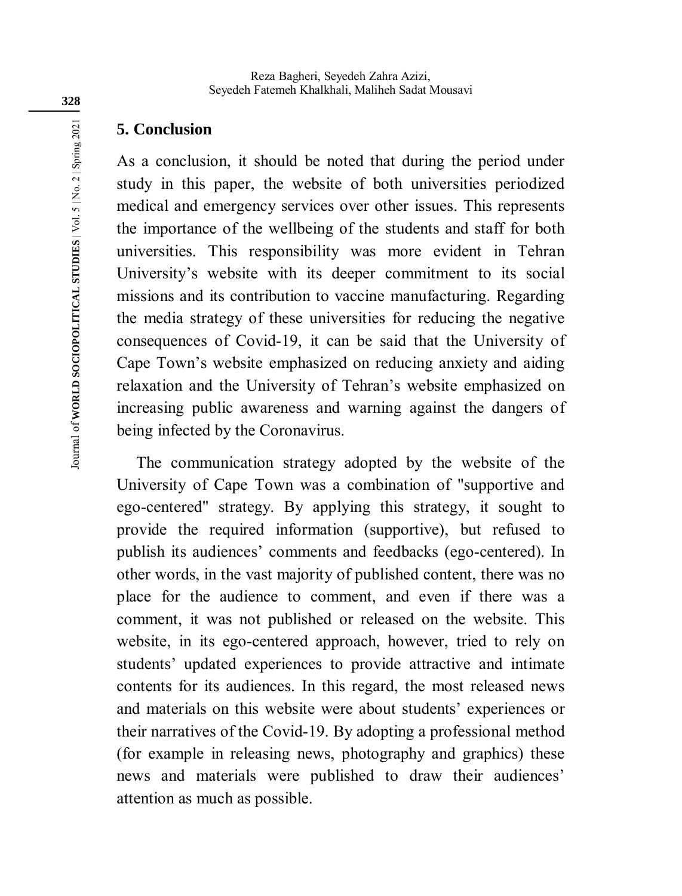## 5. Conclusion

As a conclusion, it should be noted that during the period under study in this paper, the website of both universities periodized medical and emergency services over other issues. This represents the importance of the wellbeing of the students and staff for both universities. This responsibility was more evident in Tehran University's website with its deeper commitment to its social missions and its contribution to vaccine manufacturing. Regarding the media strategy of these universities for reducing the negative consequences of Covid-19, it can be said that the University of Cape Town's website emphasized on reducing anxiety and aiding relaxation and the University of Tehran's website emphasized on increasing public awareness and warning against the dangers of being infected by the Coronavirus.

The communication strategy adopted by the website of the University of Cape Town was a combination of "supportive and ego-centered" strategy. By applying this strategy, it sought to provide the required information (supportive), but refused to publish its audiences' comments and feedbacks (ego-centered). In other words, in the vast majority of published content, there was no place for the audience to comment, and even if there was a comment, it was not published or released on the website. This website, in its ego-centered approach, however, tried to rely on students' updated experiences to provide attractive and intimate contents for its audiences. In this regard, the most released news and materials on this website were about students' experiences or their narratives of the Covid-19. By adopting a professional method (for example in releasing news, photography and graphics) these news and materials were published to draw their audiences' attention as much as possible.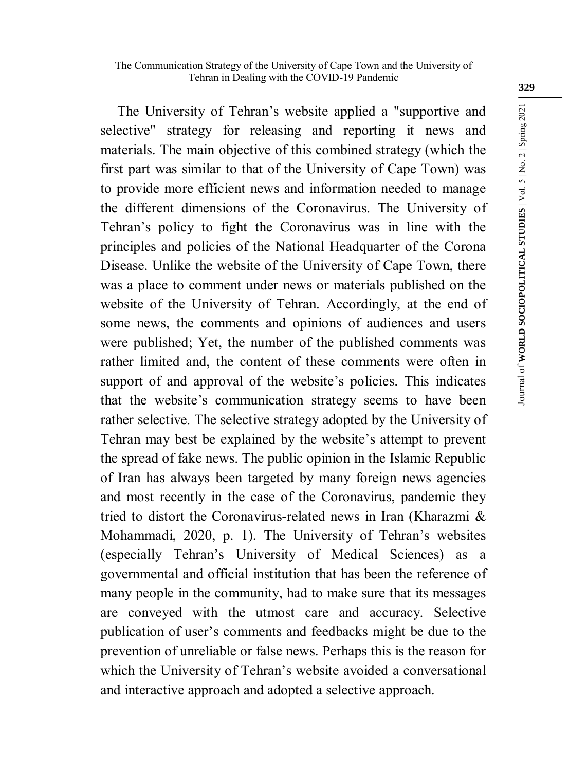The University of Tehran’s website applied a "supportive and selective" strategy for releasing and reporting it news and materials. The main objective of this combined strategy (which the first part was similar to that of the University of Cape Town) was to provide more efficient news and information needed to manage the different dimensions of the Coronavirus. The University of Tehran’s policy to fight the Coronavirus was in line with the principles and policies of the National Headquarter of the Corona Disease. Unlike the website of the University of Cape Town, there was a place to comment under news or materials published on the website of the University of Tehran. Accordingly, at the end of some news, the comments and opinions of audiences and users were published; Yet, the number of the published comments was rather limited and, the content of these comments were often in support of and approval of the website’s policies. This indicates that the website’s communication strategy seems to have been rather selective. The selective strategy adopted by the University of Tehran may best be explained by the website’s attempt to prevent the spread of fake news. The public opinion in the Islamic Republic of Iran has always been targeted by many foreign news agencies and most recently in the case of the Coronavirus, pandemic they tried to distort the Coronavirus-related news in Iran (Kharazmi & Mohammadi, 2020, p. 1). The University of Tehran’s websites (especially Tehran’s University of Medical Sciences) as a governmental and official institution that has been the reference of many people in the community, had to make sure that its messages are conveyed with the utmost care and accuracy. Selective publication of user’s comments and feedbacks might be due to the prevention of unreliable or false news. Perhaps this is the reason for which the University of Tehran’s website avoided a conversational and interactive approach and adopted a selective approach.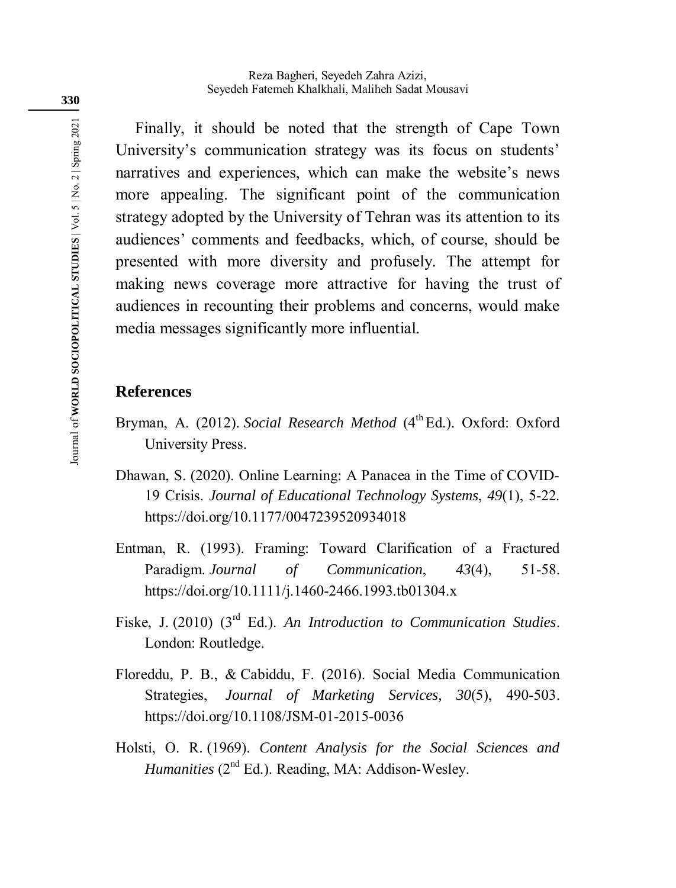Finally, it should be noted that the strength of Cape Town University's communication strategy was its focus on students' narratives and experiences, which can make the website's news more appealing. The significant point of the communication strategy adopted by the University of Tehran was its attention to its audiences' comments and feedbacks, which, of course, should be presented with more diversity and profusely. The attempt for making news coverage more attractive for having the trust of audiences in recounting their problems and concerns, would make media messages significantly more influential.

## References

Bryman, A. (2012). *Social Research Method* (4th Ed.). Oxford: Oxford University Press.

Dhawan, S. (2020). Online Learning: A Panacea in the Time of COVID-19 Crisis. *Journal of Educational Technology Systems*, *49*(1), 5-22. https://doi.org/10.1177/0047239520934018

Entman, R. (1993). Framing: Toward Clarification of a Fractured Paradigm. *Journal of Communication*, *43*(4), 51-58. https://doi.org/10.1111/j.1460-2466.1993.tb01304.x

Fiske, J. (2010) (3rd Ed.). *An Introduction to Communication Studies*. London: Routledge.

Floreddu, P. B., & Cabiddu, F. (2016). Social Media Communication Strategies, *Journal of Marketing Services, 30*(5), 490-503. https://doi.org/10.1108/JSM-01-2015-0036

Holsti, O. R. (1969). *Content Analysis for the Social Sciences and Humanities* (2nd Ed.). Reading, MA: Addison-Wesley.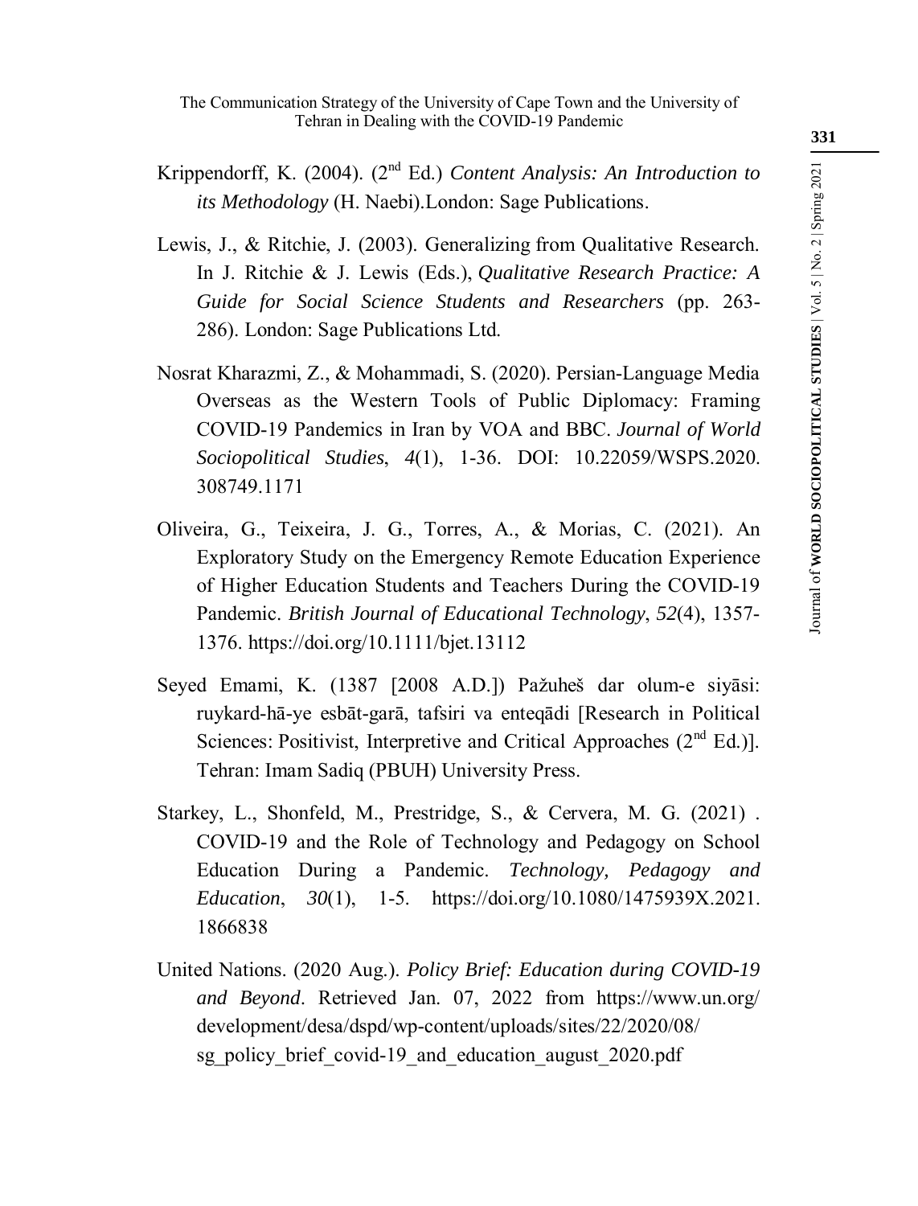Krippendorff, K. (2004). (2nd Ed.) *Content Analysis: An Introduction to its Methodology* (H. Naebi).London: Sage Publications.

Lewis, J., & Ritchie, J. (2003). Generalizing from Qualitative Research. In J. Ritchie & J. Lewis (Eds.), *Qualitative Research Practice: A Guide for Social Science Students and Researchers* (pp. 263-286). London: Sage Publications Ltd.

Nosrat Kharazmi, Z., & Mohammadi, S. (2020). Persian-Language Media Overseas as the Western Tools of Public Diplomacy: Framing COVID-19 Pandemics in Iran by VOA and BBC. *Journal of World Sociopolitical Studies*, *4*(1), 1-36. DOI: 10.22059/WSPS.2020.308749.1171

Oliveira, G., Teixeira, J. G., Torres, A., & Morias, C. (2021). An Exploratory Study on the Emergency Remote Education Experience of Higher Education Students and Teachers During the COVID-19 Pandemic. *British Journal of Educational Technology*, *52*(4), 1357-1376. https://doi.org/10.1111/bjet.13112

Seyed Emami, K. (1387 [2008 A.D.]) Pažuheš dar olum-e siyāsi: ruykard-hā-ye esbāt-garā, tafsiri va enteqādi [Research in Political Sciences: Positivist, Interpretive and Critical Approaches (2nd Ed.)]. Tehran: Imam Sadiq (PBUH) University Press.

Starkey, L., Shonfeld, M., Prestridge, S., & Cervera, M. G. (2021) . COVID-19 and the Role of Technology and Pedagogy on School Education During a Pandemic. *Technology, Pedagogy and Education*, *30*(1), 1-5. https://doi.org/10.1080/1475939X.2021.1866838

United Nations. (2020 Aug.). *Policy Brief: Education during COVID-19 and Beyond*. Retrieved Jan. 07, 2022 from https://www.un.org/development/desa/dspd/wp-content/uploads/sites/22/2020/08/sg_policy_brief_covid-19_and_education_august_2020.pdf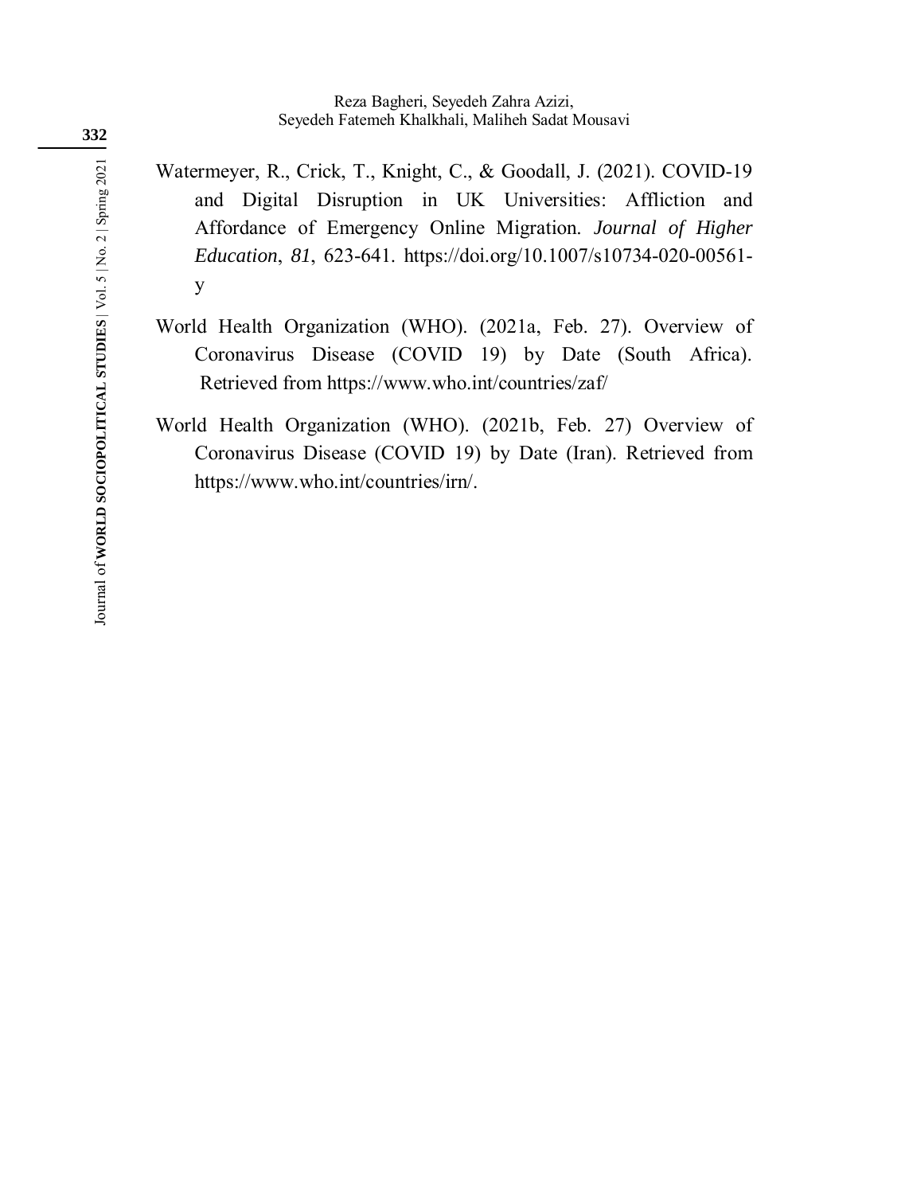Watermeyer, R., Crick, T., Knight, C., & Goodall, J. (2021). COVID-19 and Digital Disruption in UK Universities: Affliction and Affordance of Emergency Online Migration. *Journal of Higher Education*, *81*, 623-641. https://doi.org/10.1007/s10734-020-00561-y

World Health Organization (WHO). (2021a, Feb. 27). Overview of Coronavirus Disease (COVID 19) by Date (South Africa). Retrieved from https://www.who.int/countries/zaf/

World Health Organization (WHO). (2021b, Feb. 27) Overview of Coronavirus Disease (COVID 19) by Date (Iran). Retrieved from https://www.who.int/countries/irn/.